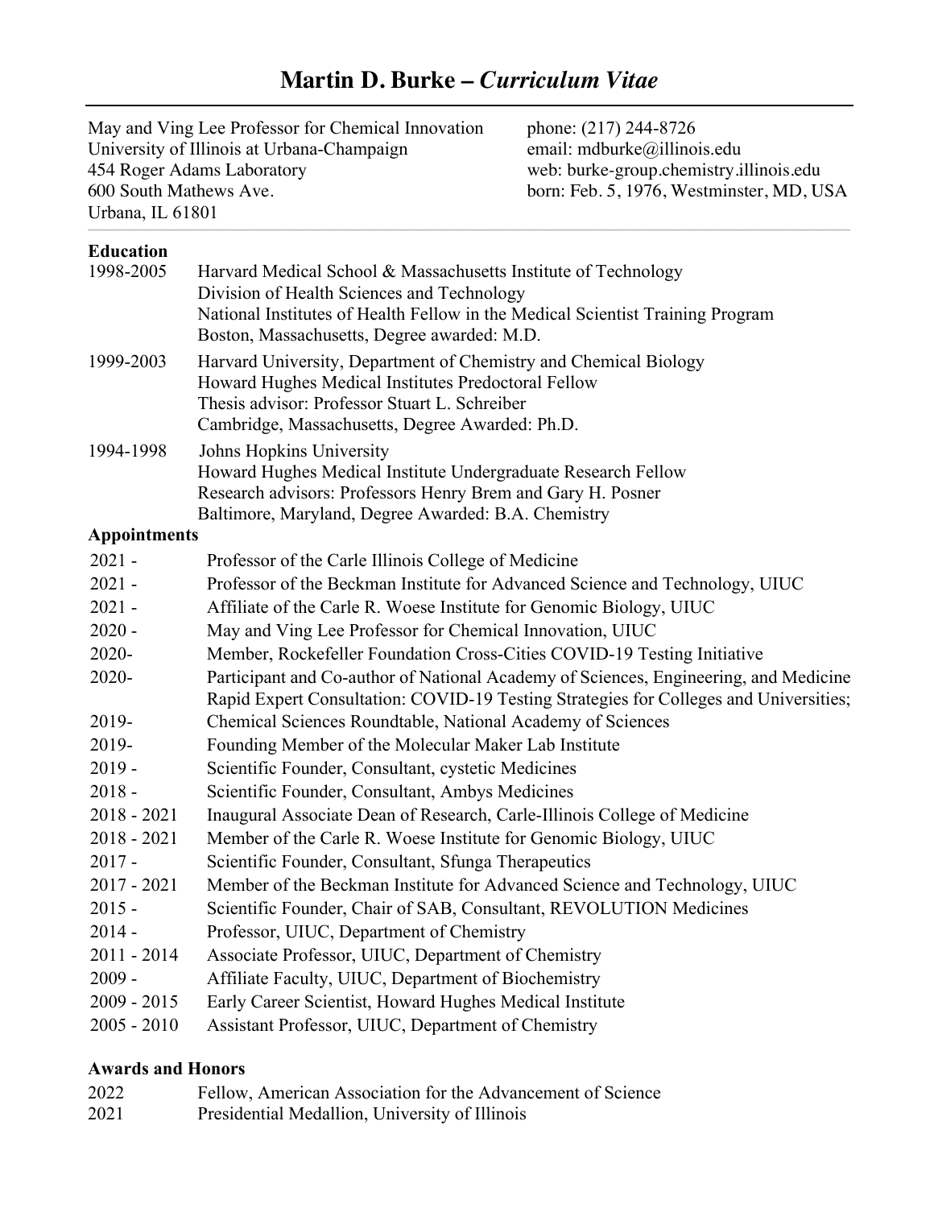# Martin D. Burke – *Curriculum Vitae*

May and Ving Lee Professor for Chemical Innovation
University of Illinois at Urbana-Champaign
454 Roger Adams Laboratory
600 South Mathews Ave.
Urbana, IL 61801

phone: (217) 244-8726
email: mdburke@illinois.edu
web: burke-group.chemistry.illinois.edu
born: Feb. 5, 1976, Westminster, MD, USA

---

## Education

**1998-2005**
Harvard Medical School & Massachusetts Institute of Technology
Division of Health Sciences and Technology
National Institutes of Health Fellow in the Medical Scientist Training Program
Boston, Massachusetts, Degree awarded: M.D.

**1999-2003**
Harvard University, Department of Chemistry and Chemical Biology
Howard Hughes Medical Institutes Predoctoral Fellow
Thesis advisor: Professor Stuart L. Schreiber
Cambridge, Massachusetts, Degree Awarded: Ph.D.

**1994-1998**
Johns Hopkins University
Howard Hughes Medical Institute Undergraduate Research Fellow
Research advisors: Professors Henry Brem and Gary H. Posner
Baltimore, Maryland, Degree Awarded: B.A. Chemistry

## Appointments

| | |
|---|---|
| 2021 - | Professor of the Carle Illinois College of Medicine |
| 2021 - | Professor of the Beckman Institute for Advanced Science and Technology, UIUC |
| 2021 - | Affiliate of the Carle R. Woese Institute for Genomic Biology, UIUC |
| 2020 - | May and Ving Lee Professor for Chemical Innovation, UIUC |
| 2020- | Member, Rockefeller Foundation Cross-Cities COVID-19 Testing Initiative |
| 2020- | Participant and Co-author of National Academy of Sciences, Engineering, and Medicine Rapid Expert Consultation: COVID-19 Testing Strategies for Colleges and Universities; |
| 2019- | Chemical Sciences Roundtable, National Academy of Sciences |
| 2019- | Founding Member of the Molecular Maker Lab Institute |
| 2019 - | Scientific Founder, Consultant, cystetic Medicines |
| 2018 - | Scientific Founder, Consultant, Ambys Medicines |
| 2018 - 2021 | Inaugural Associate Dean of Research, Carle-Illinois College of Medicine |
| 2018 - 2021 | Member of the Carle R. Woese Institute for Genomic Biology, UIUC |
| 2017 - | Scientific Founder, Consultant, Sfunga Therapeutics |
| 2017 - 2021 | Member of the Beckman Institute for Advanced Science and Technology, UIUC |
| 2015 - | Scientific Founder, Chair of SAB, Consultant, REVOLUTION Medicines |
| 2014 - | Professor, UIUC, Department of Chemistry |
| 2011 - 2014 | Associate Professor, UIUC, Department of Chemistry |
| 2009 - | Affiliate Faculty, UIUC, Department of Biochemistry |
| 2009 - 2015 | Early Career Scientist, Howard Hughes Medical Institute |
| 2005 - 2010 | Assistant Professor, UIUC, Department of Chemistry |

## Awards and Honors

| | |
|---|---|
| 2022 | Fellow, American Association for the Advancement of Science |
| 2021 | Presidential Medallion, University of Illinois |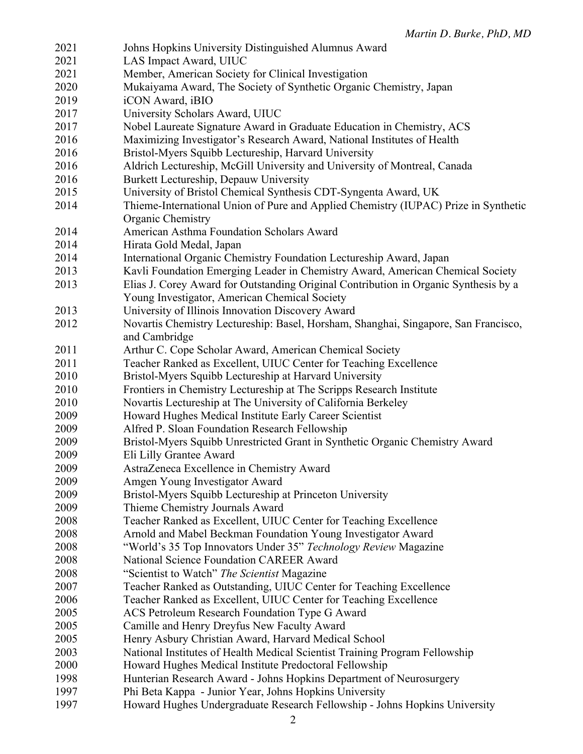| | |
|---|---|
| 2021 | Johns Hopkins University Distinguished Alumnus Award |
| 2021 | LAS Impact Award, UIUC |
| 2021 | Member, American Society for Clinical Investigation |
| 2020 | Mukaiyama Award, The Society of Synthetic Organic Chemistry, Japan |
| 2019 | iCON Award, iBIO |
| 2017 | University Scholars Award, UIUC |
| 2017 | Nobel Laureate Signature Award in Graduate Education in Chemistry, ACS |
| 2016 | Maximizing Investigator's Research Award, National Institutes of Health |
| 2016 | Bristol-Myers Squibb Lectureship, Harvard University |
| 2016 | Aldrich Lectureship, McGill University and University of Montreal, Canada |
| 2016 | Burkett Lectureship, Depauw University |
| 2015 | University of Bristol Chemical Synthesis CDT-Syngenta Award, UK |
| 2014 | Thieme-International Union of Pure and Applied Chemistry (IUPAC) Prize in Synthetic Organic Chemistry |
| 2014 | American Asthma Foundation Scholars Award |
| 2014 | Hirata Gold Medal, Japan |
| 2014 | International Organic Chemistry Foundation Lectureship Award, Japan |
| 2013 | Kavli Foundation Emerging Leader in Chemistry Award, American Chemical Society |
| 2013 | Elias J. Corey Award for Outstanding Original Contribution in Organic Synthesis by a Young Investigator, American Chemical Society |
| 2013 | University of Illinois Innovation Discovery Award |
| 2012 | Novartis Chemistry Lectureship: Basel, Horsham, Shanghai, Singapore, San Francisco, and Cambridge |
| 2011 | Arthur C. Cope Scholar Award, American Chemical Society |
| 2011 | Teacher Ranked as Excellent, UIUC Center for Teaching Excellence |
| 2010 | Bristol-Myers Squibb Lectureship at Harvard University |
| 2010 | Frontiers in Chemistry Lectureship at The Scripps Research Institute |
| 2010 | Novartis Lectureship at The University of California Berkeley |
| 2009 | Howard Hughes Medical Institute Early Career Scientist |
| 2009 | Alfred P. Sloan Foundation Research Fellowship |
| 2009 | Bristol-Myers Squibb Unrestricted Grant in Synthetic Organic Chemistry Award |
| 2009 | Eli Lilly Grantee Award |
| 2009 | AstraZeneca Excellence in Chemistry Award |
| 2009 | Amgen Young Investigator Award |
| 2009 | Bristol-Myers Squibb Lectureship at Princeton University |
| 2009 | Thieme Chemistry Journals Award |
| 2008 | Teacher Ranked as Excellent, UIUC Center for Teaching Excellence |
| 2008 | Arnold and Mabel Beckman Foundation Young Investigator Award |
| 2008 | "World's 35 Top Innovators Under 35" *Technology Review* Magazine |
| 2008 | National Science Foundation CAREER Award |
| 2008 | "Scientist to Watch" *The Scientist* Magazine |
| 2007 | Teacher Ranked as Outstanding, UIUC Center for Teaching Excellence |
| 2006 | Teacher Ranked as Excellent, UIUC Center for Teaching Excellence |
| 2005 | ACS Petroleum Research Foundation Type G Award |
| 2005 | Camille and Henry Dreyfus New Faculty Award |
| 2005 | Henry Asbury Christian Award, Harvard Medical School |
| 2003 | National Institutes of Health Medical Scientist Training Program Fellowship |
| 2000 | Howard Hughes Medical Institute Predoctoral Fellowship |
| 1998 | Hunterian Research Award - Johns Hopkins Department of Neurosurgery |
| 1997 | Phi Beta Kappa - Junior Year, Johns Hopkins University |
| 1997 | Howard Hughes Undergraduate Research Fellowship - Johns Hopkins University |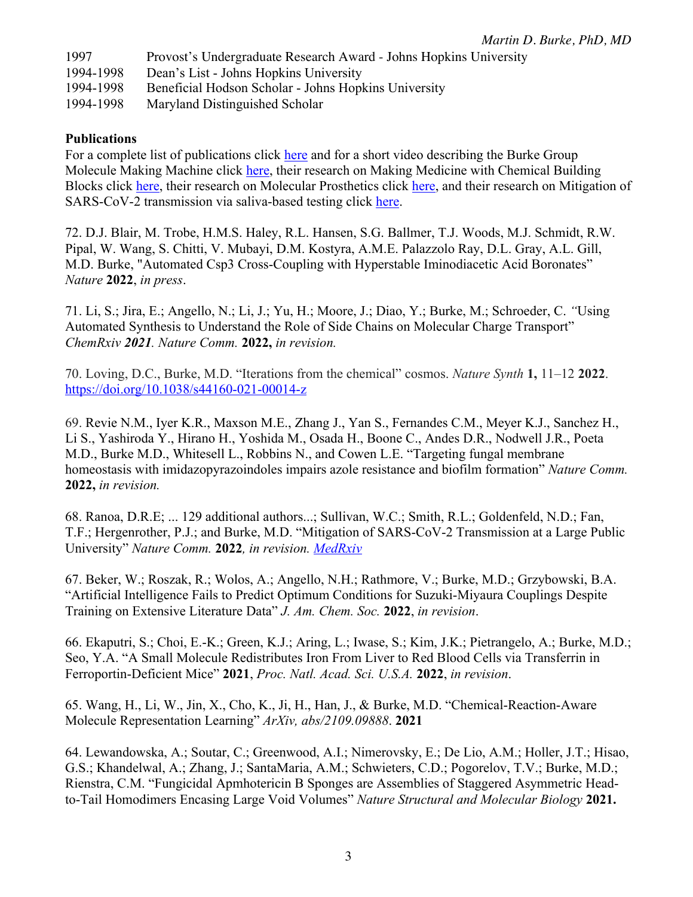| | |
|---|---|
| 1997 | Provost's Undergraduate Research Award - Johns Hopkins University |
| 1994-1998 | Dean's List - Johns Hopkins University |
| 1994-1998 | Beneficial Hodson Scholar - Johns Hopkins University |
| 1994-1998 | Maryland Distinguished Scholar |

**Publications**

For a complete list of publications click [here]() and for a short video describing the Burke Group Molecule Making Machine click [here](), their research on Making Medicine with Chemical Building Blocks click [here](), their research on Molecular Prosthetics click [here](), and their research on Mitigation of SARS-CoV-2 transmission via saliva-based testing click [here]().

72. D.J. Blair, M. Trobe, H.M.S. Haley, R.L. Hansen, S.G. Ballmer, T.J. Woods, M.J. Schmidt, R.W. Pipal, W. Wang, S. Chitti, V. Mubayi, D.M. Kostyra, A.M.E. Palazzolo Ray, D.L. Gray, A.L. Gill, M.D. Burke, "Automated Csp3 Cross-Coupling with Hyperstable Iminodiacetic Acid Boronates" *Nature* **2022**, *in press*.

71. Li, S.; Jira, E.; Angello, N.; Li, J.; Yu, H.; Moore, J.; Diao, Y.; Burke, M.; Schroeder, C. *"*Using Automated Synthesis to Understand the Role of Side Chains on Molecular Charge Transport" *ChemRxiv* ***2021****. Nature Comm.* **2022,** *in revision.*

70. Loving, D.C., Burke, M.D. "Iterations from the chemical" cosmos. *Nature Synth* **1,** 11–12 **2022**. https://doi.org/10.1038/s44160-021-00014-z

69. Revie N.M., Iyer K.R., Maxson M.E., Zhang J., Yan S., Fernandes C.M., Meyer K.J., Sanchez H., Li S., Yashiroda Y., Hirano H., Yoshida M., Osada H., Boone C., Andes D.R., Nodwell J.R., Poeta M.D., Burke M.D., Whitesell L., Robbins N., and Cowen L.E. "Targeting fungal membrane homeostasis with imidazopyrazoindoles impairs azole resistance and biofilm formation" *Nature Comm.* **2022,** *in revision.*

68. Ranoa, D.R.E; ... 129 additional authors...; Sullivan, W.C.; Smith, R.L.; Goldenfeld, N.D.; Fan, T.F.; Hergenrother, P.J.; and Burke, M.D. "Mitigation of SARS-CoV-2 Transmission at a Large Public University" *Nature Comm.* **2022***, in revision. [MedRxiv]()*

67. Beker, W.; Roszak, R.; Wolos, A.; Angello, N.H.; Rathmore, V.; Burke, M.D.; Grzybowski, B.A. "Artificial Intelligence Fails to Predict Optimum Conditions for Suzuki-Miyaura Couplings Despite Training on Extensive Literature Data" *J. Am. Chem. Soc.* **2022**, *in revision*.

66. Ekaputri, S.; Choi, E.-K.; Green, K.J.; Aring, L.; Iwase, S.; Kim, J.K.; Pietrangelo, A.; Burke, M.D.; Seo, Y.A. "A Small Molecule Redistributes Iron From Liver to Red Blood Cells via Transferrin in Ferroportin-Deficient Mice" **2021**, *Proc. Natl. Acad. Sci. U.S.A.* **2022**, *in revision*.

65. Wang, H., Li, W., Jin, X., Cho, K., Ji, H., Han, J., & Burke, M.D. "Chemical-Reaction-Aware Molecule Representation Learning" *ArXiv, abs/2109.09888*. **2021**

64. Lewandowska, A.; Soutar, C.; Greenwood, A.I.; Nimerovsky, E.; De Lio, A.M.; Holler, J.T.; Hisao, G.S.; Khandelwal, A.; Zhang, J.; SantaMaria, A.M.; Schwieters, C.D.; Pogorelov, T.V.; Burke, M.D.; Rienstra, C.M. "Fungicidal Apmhotericin B Sponges are Assemblies of Staggered Asymmetric Head-to-Tail Homodimers Encasing Large Void Volumes" *Nature Structural and Molecular Biology* **2021.**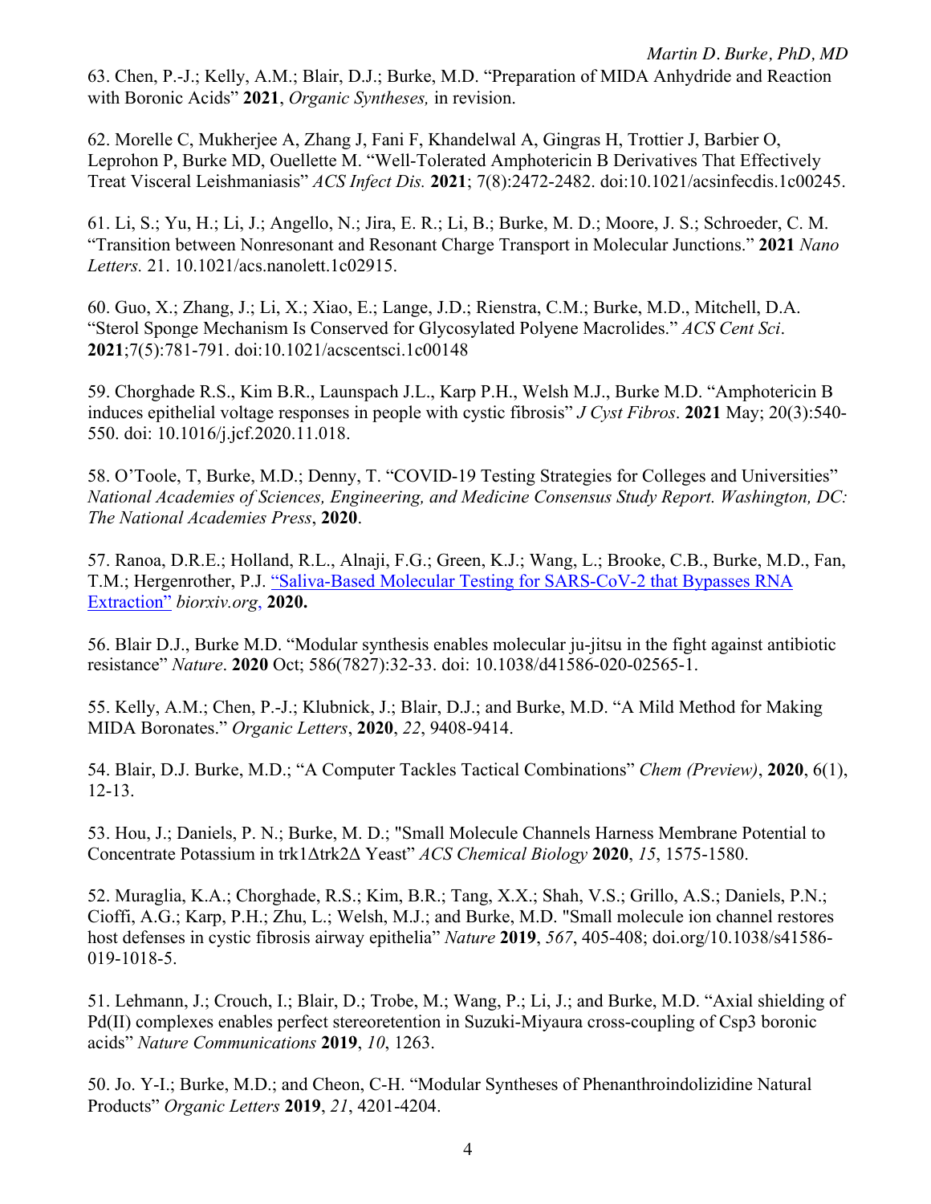63. Chen, P.-J.; Kelly, A.M.; Blair, D.J.; Burke, M.D. "Preparation of MIDA Anhydride and Reaction with Boronic Acids" **2021**, *Organic Syntheses,* in revision.

62. Morelle C, Mukherjee A, Zhang J, Fani F, Khandelwal A, Gingras H, Trottier J, Barbier O, Leprohon P, Burke MD, Ouellette M. "Well-Tolerated Amphotericin B Derivatives That Effectively Treat Visceral Leishmaniasis" *ACS Infect Dis.* **2021**; 7(8):2472-2482. doi:10.1021/acsinfecdis.1c00245.

61. Li, S.; Yu, H.; Li, J.; Angello, N.; Jira, E. R.; Li, B.; Burke, M. D.; Moore, J. S.; Schroeder, C. M. "Transition between Nonresonant and Resonant Charge Transport in Molecular Junctions." **2021** *Nano Letters.* 21. 10.1021/acs.nanolett.1c02915.

60. Guo, X.; Zhang, J.; Li, X.; Xiao, E.; Lange, J.D.; Rienstra, C.M.; Burke, M.D., Mitchell, D.A. "Sterol Sponge Mechanism Is Conserved for Glycosylated Polyene Macrolides." *ACS Cent Sci*. **2021**;7(5):781-791. doi:10.1021/acscentsci.1c00148

59. Chorghade R.S., Kim B.R., Launspach J.L., Karp P.H., Welsh M.J., Burke M.D. "Amphotericin B induces epithelial voltage responses in people with cystic fibrosis" *J Cyst Fibros*. **2021** May; 20(3):540-550. doi: 10.1016/j.jcf.2020.11.018.

58. O'Toole, T, Burke, M.D.; Denny, T. "COVID-19 Testing Strategies for Colleges and Universities" *National Academies of Sciences, Engineering, and Medicine Consensus Study Report. Washington, DC: The National Academies Press*, **2020**.

57. Ranoa, D.R.E.; Holland, R.L., Alnaji, F.G.; Green, K.J.; Wang, L.; Brooke, C.B., Burke, M.D., Fan, T.M.; Hergenrother, P.J. "Saliva-Based Molecular Testing for SARS-CoV-2 that Bypasses RNA Extraction" *biorxiv.org*, **2020.**

56. Blair D.J., Burke M.D. "Modular synthesis enables molecular ju-jitsu in the fight against antibiotic resistance" *Nature*. **2020** Oct; 586(7827):32-33. doi: 10.1038/d41586-020-02565-1.

55. Kelly, A.M.; Chen, P.-J.; Klubnick, J.; Blair, D.J.; and Burke, M.D. "A Mild Method for Making MIDA Boronates." *Organic Letters*, **2020**, *22*, 9408-9414.

54. Blair, D.J. Burke, M.D.; "A Computer Tackles Tactical Combinations" *Chem (Preview)*, **2020**, 6(1), 12-13.

53. Hou, J.; Daniels, P. N.; Burke, M. D.; "Small Molecule Channels Harness Membrane Potential to Concentrate Potassium in trk1Δtrk2Δ Yeast" *ACS Chemical Biology* **2020**, *15*, 1575-1580.

52. Muraglia, K.A.; Chorghade, R.S.; Kim, B.R.; Tang, X.X.; Shah, V.S.; Grillo, A.S.; Daniels, P.N.; Cioffi, A.G.; Karp, P.H.; Zhu, L.; Welsh, M.J.; and Burke, M.D. "Small molecule ion channel restores host defenses in cystic fibrosis airway epithelia" *Nature* **2019**, *567*, 405-408; doi.org/10.1038/s41586-019-1018-5.

51. Lehmann, J.; Crouch, I.; Blair, D.; Trobe, M.; Wang, P.; Li, J.; and Burke, M.D. "Axial shielding of Pd(II) complexes enables perfect stereoretention in Suzuki-Miyaura cross-coupling of Csp3 boronic acids" *Nature Communications* **2019**, *10*, 1263.

50. Jo. Y-I.; Burke, M.D.; and Cheon, C-H. "Modular Syntheses of Phenanthroindolizidine Natural Products" *Organic Letters* **2019**, *21*, 4201-4204.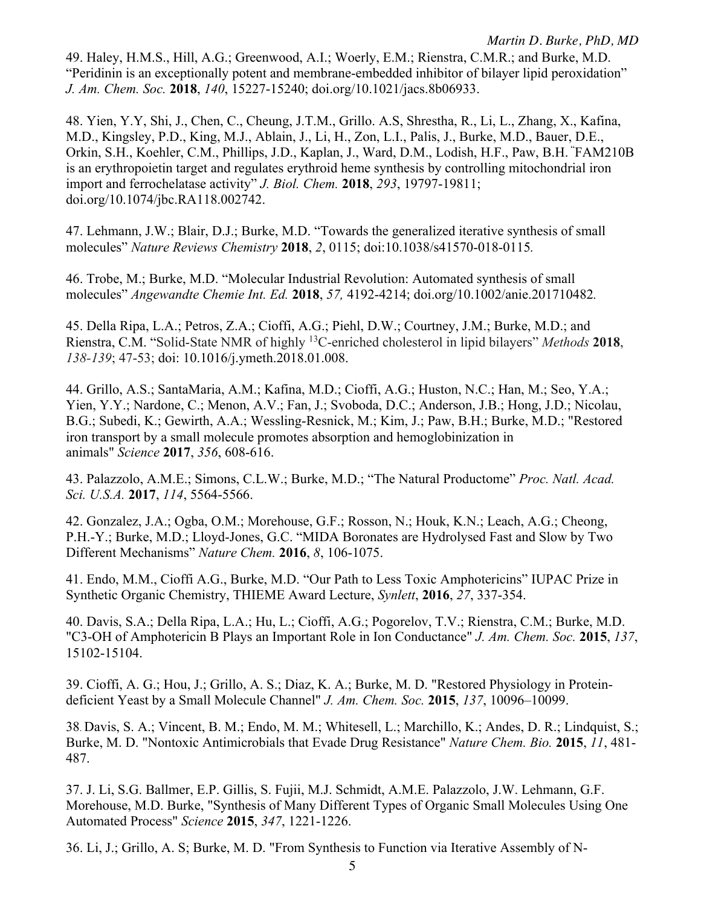49. Haley, H.M.S., Hill, A.G.; Greenwood, A.I.; Woerly, E.M.; Rienstra, C.M.R.; and Burke, M.D. "Peridinin is an exceptionally potent and membrane-embedded inhibitor of bilayer lipid peroxidation" *J. Am. Chem. Soc.* **2018**, *140*, 15227-15240; doi.org/10.1021/jacs.8b06933.

48. Yien, Y.Y, Shi, J., Chen, C., Cheung, J.T.M., Grillo. A.S Shrestha, R., Li, L., Zhang, X., Kafina, M.D., Kingsley, P.D., King, M.J., Ablain, J., Li, H., Zon, L.I., Palis, J., Burke, M.D., Bauer, D.E., Orkin, S.H., Koehler, C.M., Phillips, J.D., Kaplan, J., Ward, D.M., Lodish, H.F., Paw, B.H. "FAM210B is an erythropoietin target and regulates erythroid heme synthesis by controlling mitochondrial iron import and ferrochelatase activity" *J. Biol. Chem.* **2018**, *293*, 19797-19811; doi.org/10.1074/jbc.RA118.002742.

47. Lehmann, J.W.; Blair, D.J.; Burke, M.D. "Towards the generalized iterative synthesis of small molecules" *Nature Reviews Chemistry* **2018**, *2*, 0115; doi:10.1038/s41570-018-0115.

46. Trobe, M.; Burke, M.D. "Molecular Industrial Revolution: Automated synthesis of small molecules" *Angewandte Chemie Int. Ed.* **2018**, *57,* 4192-4214; doi.org/10.1002/anie.201710482.

45. Della Ripa, L.A.; Petros, Z.A.; Cioffi, A.G.; Piehl, D.W.; Courtney, J.M.; Burke, M.D.; and Rienstra, C.M. "Solid-State NMR of highly $^{13}$C-enriched cholesterol in lipid bilayers" *Methods* **2018**, *138-139*; 47-53; doi: 10.1016/j.ymeth.2018.01.008.

44. Grillo, A.S.; SantaMaria, A.M.; Kafina, M.D.; Cioffi, A.G.; Huston, N.C.; Han, M.; Seo, Y.A.; Yien, Y.Y.; Nardone, C.; Menon, A.V.; Fan, J.; Svoboda, D.C.; Anderson, J.B.; Hong, J.D.; Nicolau, B.G.; Subedi, K.; Gewirth, A.A.; Wessling-Resnick, M.; Kim, J.; Paw, B.H.; Burke, M.D.; "Restored iron transport by a small molecule promotes absorption and hemoglobinization in animals" *Science* **2017**, *356*, 608-616.

43. Palazzolo, A.M.E.; Simons, C.L.W.; Burke, M.D.; "The Natural Productome" *Proc. Natl. Acad. Sci. U.S.A.* **2017**, *114*, 5564-5566.

42. Gonzalez, J.A.; Ogba, O.M.; Morehouse, G.F.; Rosson, N.; Houk, K.N.; Leach, A.G.; Cheong, P.H.-Y.; Burke, M.D.; Lloyd-Jones, G.C. "MIDA Boronates are Hydrolysed Fast and Slow by Two Different Mechanisms" *Nature Chem.* **2016**, *8*, 106-1075.

41. Endo, M.M., Cioffi A.G., Burke, M.D. "Our Path to Less Toxic Amphotericins" IUPAC Prize in Synthetic Organic Chemistry, THIEME Award Lecture, *Synlett*, **2016**, *27*, 337-354.

40. Davis, S.A.; Della Ripa, L.A.; Hu, L.; Cioffi, A.G.; Pogorelov, T.V.; Rienstra, C.M.; Burke, M.D. "C3-OH of Amphotericin B Plays an Important Role in Ion Conductance" *J. Am. Chem. Soc.* **2015**, *137*, 15102-15104.

39. Cioffi, A. G.; Hou, J.; Grillo, A. S.; Diaz, K. A.; Burke, M. D. "Restored Physiology in Protein-deficient Yeast by a Small Molecule Channel" *J. Am. Chem. Soc.* **2015**, *137*, 10096–10099.

38. Davis, S. A.; Vincent, B. M.; Endo, M. M.; Whitesell, L.; Marchillo, K.; Andes, D. R.; Lindquist, S.; Burke, M. D. "Nontoxic Antimicrobials that Evade Drug Resistance" *Nature Chem. Bio.* **2015**, *11*, 481-487.

37. J. Li, S.G. Ballmer, E.P. Gillis, S. Fujii, M.J. Schmidt, A.M.E. Palazzolo, J.W. Lehmann, G.F. Morehouse, M.D. Burke, "Synthesis of Many Different Types of Organic Small Molecules Using One Automated Process" *Science* **2015**, *347*, 1221-1226.

36. Li, J.; Grillo, A. S; Burke, M. D. "From Synthesis to Function via Iterative Assembly of N-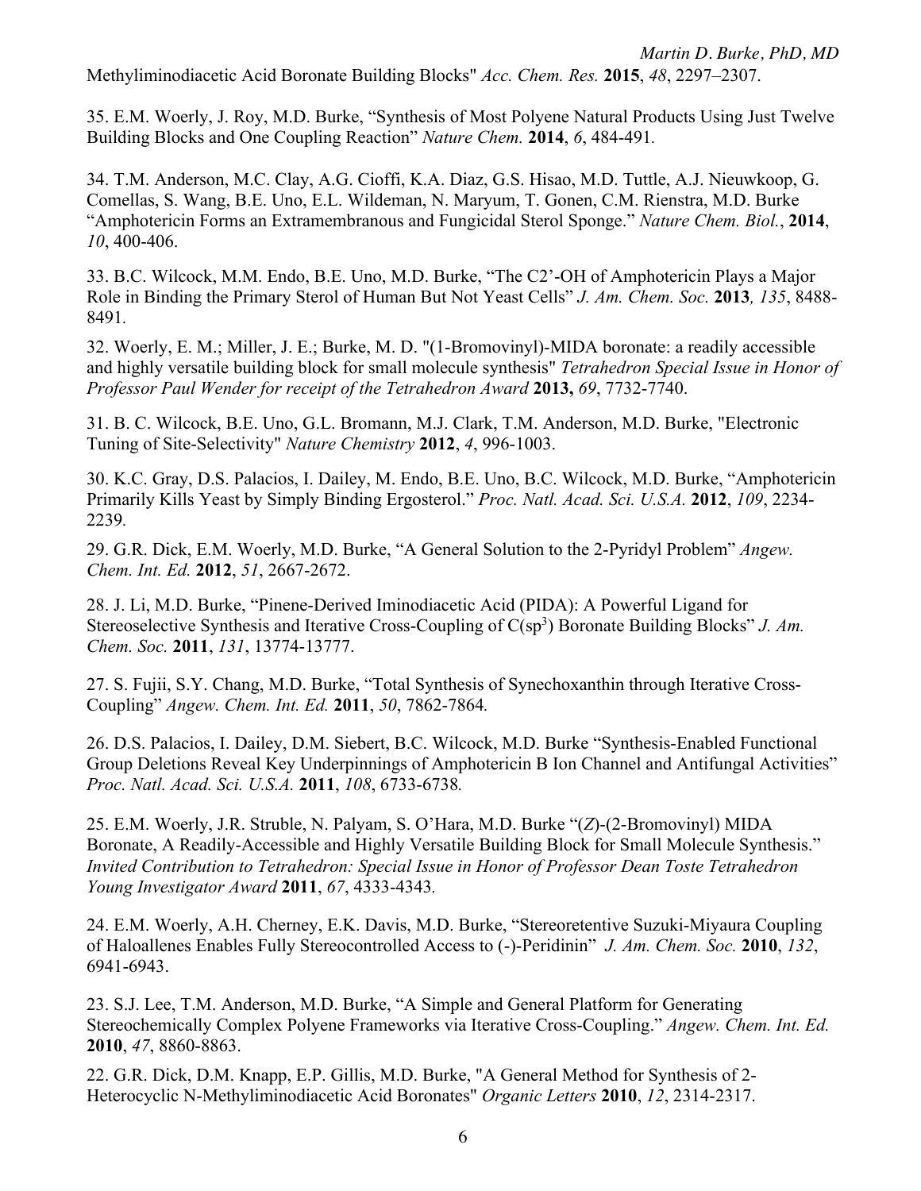Methyliminodiacetic Acid Boronate Building Blocks" *Acc. Chem. Res.* **2015**, *48*, 2297–2307.

35. E.M. Woerly, J. Roy, M.D. Burke, "Synthesis of Most Polyene Natural Products Using Just Twelve Building Blocks and One Coupling Reaction" *Nature Chem.* **2014**, *6*, 484-491.

34. T.M. Anderson, M.C. Clay, A.G. Cioffi, K.A. Diaz, G.S. Hisao, M.D. Tuttle, A.J. Nieuwkoop, G. Comellas, S. Wang, B.E. Uno, E.L. Wildeman, N. Maryum, T. Gonen, C.M. Rienstra, M.D. Burke "Amphotericin Forms an Extramembranous and Fungicidal Sterol Sponge." *Nature Chem. Biol.*, **2014**, *10*, 400-406.

33. B.C. Wilcock, M.M. Endo, B.E. Uno, M.D. Burke, "The C2'-OH of Amphotericin Plays a Major Role in Binding the Primary Sterol of Human But Not Yeast Cells" *J. Am. Chem. Soc.* **2013***, 135*, 8488-8491.

32. Woerly, E. M.; Miller, J. E.; Burke, M. D. "(1-Bromovinyl)-MIDA boronate: a readily accessible and highly versatile building block for small molecule synthesis" *Tetrahedron Special Issue in Honor of Professor Paul Wender for receipt of the Tetrahedron Award* **2013,** *69*, 7732-7740.

31. B. C. Wilcock, B.E. Uno, G.L. Bromann, M.J. Clark, T.M. Anderson, M.D. Burke, "Electronic Tuning of Site-Selectivity" *Nature Chemistry* **2012**, *4*, 996-1003.

30. K.C. Gray, D.S. Palacios, I. Dailey, M. Endo, B.E. Uno, B.C. Wilcock, M.D. Burke, "Amphotericin Primarily Kills Yeast by Simply Binding Ergosterol." *Proc. Natl. Acad. Sci. U.S.A.* **2012**, *109*, 2234-2239.

29. G.R. Dick, E.M. Woerly, M.D. Burke, "A General Solution to the 2-Pyridyl Problem" *Angew. Chem. Int. Ed.* **2012**, *51*, 2667-2672.

28. J. Li, M.D. Burke, "Pinene-Derived Iminodiacetic Acid (PIDA): A Powerful Ligand for Stereoselective Synthesis and Iterative Cross-Coupling of C($sp^3$) Boronate Building Blocks" *J. Am. Chem. Soc.* **2011**, *131*, 13774-13777.

27. S. Fujii, S.Y. Chang, M.D. Burke, "Total Synthesis of Synechoxanthin through Iterative Cross-Coupling" *Angew. Chem. Int. Ed.* **2011**, *50*, 7862-7864.

26. D.S. Palacios, I. Dailey, D.M. Siebert, B.C. Wilcock, M.D. Burke "Synthesis-Enabled Functional Group Deletions Reveal Key Underpinnings of Amphotericin B Ion Channel and Antifungal Activities" *Proc. Natl. Acad. Sci. U.S.A.* **2011**, *108*, 6733-6738.

25. E.M. Woerly, J.R. Struble, N. Palyam, S. O'Hara, M.D. Burke "(*Z*)-(2-Bromovinyl) MIDA Boronate, A Readily-Accessible and Highly Versatile Building Block for Small Molecule Synthesis." *Invited Contribution to Tetrahedron: Special Issue in Honor of Professor Dean Toste Tetrahedron Young Investigator Award* **2011**, *67*, 4333-4343.

24. E.M. Woerly, A.H. Cherney, E.K. Davis, M.D. Burke, "Stereoretentive Suzuki-Miyaura Coupling of Haloallenes Enables Fully Stereocontrolled Access to (-)-Peridinin" *J. Am. Chem. Soc.* **2010**, *132*, 6941-6943.

23. S.J. Lee, T.M. Anderson, M.D. Burke, "A Simple and General Platform for Generating Stereochemically Complex Polyene Frameworks via Iterative Cross-Coupling." *Angew. Chem. Int. Ed.* **2010**, *47*, 8860-8863.

22. G.R. Dick, D.M. Knapp, E.P. Gillis, M.D. Burke, "A General Method for Synthesis of 2-Heterocyclic N-Methyliminodiacetic Acid Boronates" *Organic Letters* **2010**, *12*, 2314-2317.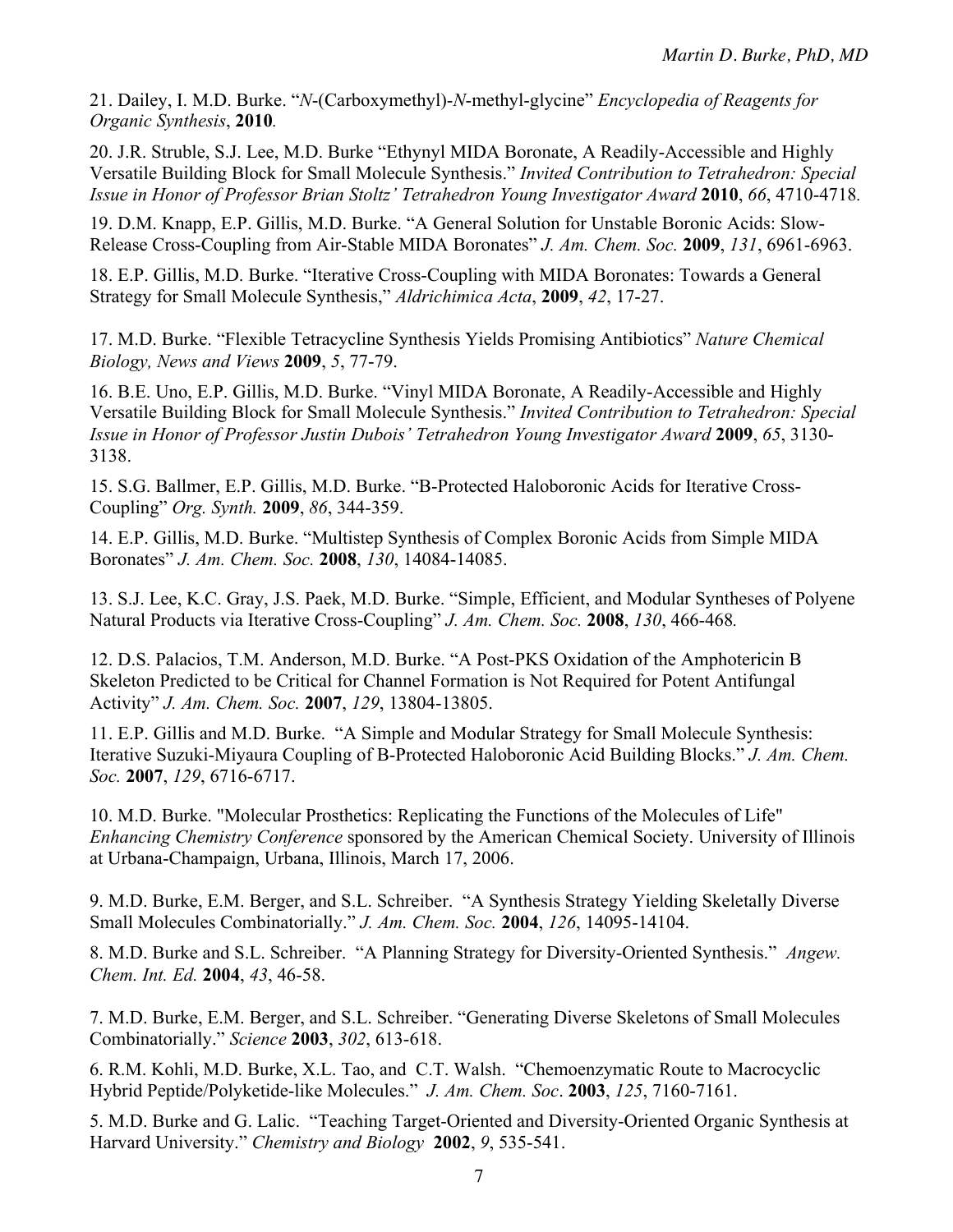21. Dailey, I. M.D. Burke. "*N*-(Carboxymethyl)-*N*-methyl-glycine" *Encyclopedia of Reagents for Organic Synthesis*, **2010**.

20. J.R. Struble, S.J. Lee, M.D. Burke "Ethynyl MIDA Boronate, A Readily-Accessible and Highly Versatile Building Block for Small Molecule Synthesis." *Invited Contribution to Tetrahedron: Special Issue in Honor of Professor Brian Stoltz' Tetrahedron Young Investigator Award* **2010**, *66*, 4710-4718.

19. D.M. Knapp, E.P. Gillis, M.D. Burke. "A General Solution for Unstable Boronic Acids: Slow-Release Cross-Coupling from Air-Stable MIDA Boronates" *J. Am. Chem. Soc.* **2009**, *131*, 6961-6963.

18. E.P. Gillis, M.D. Burke. "Iterative Cross-Coupling with MIDA Boronates: Towards a General Strategy for Small Molecule Synthesis," *Aldrichimica Acta*, **2009**, *42*, 17-27.

17. M.D. Burke. "Flexible Tetracycline Synthesis Yields Promising Antibiotics" *Nature Chemical Biology, News and Views* **2009**, *5*, 77-79.

16. B.E. Uno, E.P. Gillis, M.D. Burke. "Vinyl MIDA Boronate, A Readily-Accessible and Highly Versatile Building Block for Small Molecule Synthesis." *Invited Contribution to Tetrahedron: Special Issue in Honor of Professor Justin Dubois' Tetrahedron Young Investigator Award* **2009**, *65*, 3130-3138.

15. S.G. Ballmer, E.P. Gillis, M.D. Burke. "B-Protected Haloboronic Acids for Iterative Cross-Coupling" *Org. Synth.* **2009**, *86*, 344-359.

14. E.P. Gillis, M.D. Burke. "Multistep Synthesis of Complex Boronic Acids from Simple MIDA Boronates" *J. Am. Chem. Soc.* **2008**, *130*, 14084-14085.

13. S.J. Lee, K.C. Gray, J.S. Paek, M.D. Burke. "Simple, Efficient, and Modular Syntheses of Polyene Natural Products via Iterative Cross-Coupling" *J. Am. Chem. Soc.* **2008**, *130*, 466-468.

12. D.S. Palacios, T.M. Anderson, M.D. Burke. "A Post-PKS Oxidation of the Amphotericin B Skeleton Predicted to be Critical for Channel Formation is Not Required for Potent Antifungal Activity" *J. Am. Chem. Soc.* **2007**, *129*, 13804-13805.

11. E.P. Gillis and M.D. Burke. "A Simple and Modular Strategy for Small Molecule Synthesis: Iterative Suzuki-Miyaura Coupling of B-Protected Haloboronic Acid Building Blocks." *J. Am. Chem. Soc.* **2007**, *129*, 6716-6717.

10. M.D. Burke. "Molecular Prosthetics: Replicating the Functions of the Molecules of Life" *Enhancing Chemistry Conference* sponsored by the American Chemical Society. University of Illinois at Urbana-Champaign, Urbana, Illinois, March 17, 2006.

9. M.D. Burke, E.M. Berger, and S.L. Schreiber. "A Synthesis Strategy Yielding Skeletally Diverse Small Molecules Combinatorially." *J. Am. Chem. Soc.* **2004**, *126*, 14095-14104.

8. M.D. Burke and S.L. Schreiber. "A Planning Strategy for Diversity-Oriented Synthesis." *Angew. Chem. Int. Ed.* **2004**, *43*, 46-58.

7. M.D. Burke, E.M. Berger, and S.L. Schreiber. "Generating Diverse Skeletons of Small Molecules Combinatorially." *Science* **2003**, *302*, 613-618.

6. R.M. Kohli, M.D. Burke, X.L. Tao, and C.T. Walsh. "Chemoenzymatic Route to Macrocyclic Hybrid Peptide/Polyketide-like Molecules." *J. Am. Chem. Soc*. **2003**, *125*, 7160-7161.

5. M.D. Burke and G. Lalic. "Teaching Target-Oriented and Diversity-Oriented Organic Synthesis at Harvard University." *Chemistry and Biology* **2002**, *9*, 535-541.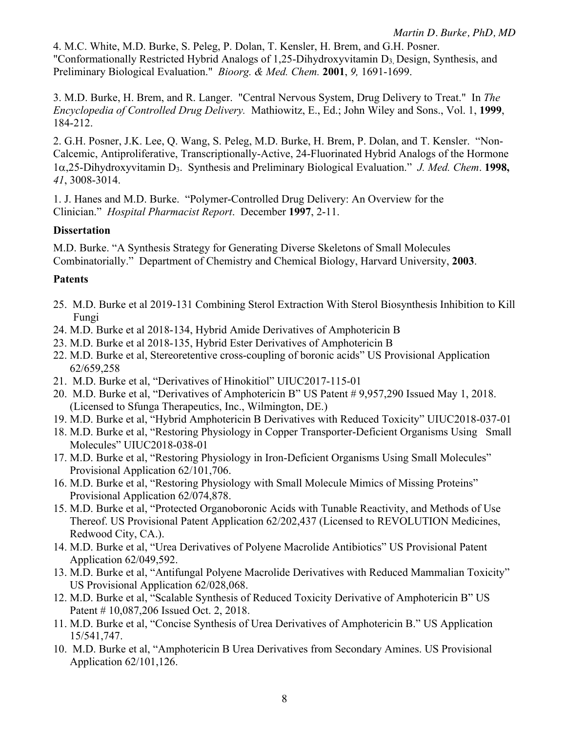4. M.C. White, M.D. Burke, S. Peleg, P. Dolan, T. Kensler, H. Brem, and G.H. Posner. "Conformationally Restricted Hybrid Analogs of 1,25-Dihydroxyvitamin $D_3$, Design, Synthesis, and Preliminary Biological Evaluation." *Bioorg. & Med. Chem.* **2001**, *9,* 1691-1699.

3. M.D. Burke, H. Brem, and R. Langer. "Central Nervous System, Drug Delivery to Treat." In *The Encyclopedia of Controlled Drug Delivery.* Mathiowitz, E., Ed.; John Wiley and Sons., Vol. 1, **1999**, 184-212.

2. G.H. Posner, J.K. Lee, Q. Wang, S. Peleg, M.D. Burke, H. Brem, P. Dolan, and T. Kensler. "Non-Calcemic, Antiproliferative, Transcriptionally-Active, 24-Fluorinated Hybrid Analogs of the Hormone 1$\alpha$,25-Dihydroxyvitamin $D_3$. Synthesis and Preliminary Biological Evaluation." *J. Med. Chem*. **1998,** *41*, 3008-3014.

1. J. Hanes and M.D. Burke. "Polymer-Controlled Drug Delivery: An Overview for the Clinician." *Hospital Pharmacist Report*. December **1997**, 2-11.

### Dissertation

M.D. Burke. "A Synthesis Strategy for Generating Diverse Skeletons of Small Molecules Combinatorially." Department of Chemistry and Chemical Biology, Harvard University, **2003**.

### Patents

25. M.D. Burke et al 2019-131 Combining Sterol Extraction With Sterol Biosynthesis Inhibition to Kill Fungi
24. M.D. Burke et al 2018-134, Hybrid Amide Derivatives of Amphotericin B
23. M.D. Burke et al 2018-135, Hybrid Ester Derivatives of Amphotericin B
22. M.D. Burke et al, Stereoretentive cross-coupling of boronic acids" US Provisional Application 62/659,258
21. M.D. Burke et al, "Derivatives of Hinokitiol" UIUC2017-115-01
20. M.D. Burke et al, "Derivatives of Amphotericin B" US Patent # 9,957,290 Issued May 1, 2018. (Licensed to Sfunga Therapeutics, Inc., Wilmington, DE.)
19. M.D. Burke et al, "Hybrid Amphotericin B Derivatives with Reduced Toxicity" UIUC2018-037-01
18. M.D. Burke et al, "Restoring Physiology in Copper Transporter-Deficient Organisms Using Small Molecules" UIUC2018-038-01
17. M.D. Burke et al, "Restoring Physiology in Iron-Deficient Organisms Using Small Molecules" Provisional Application 62/101,706.
16. M.D. Burke et al, "Restoring Physiology with Small Molecule Mimics of Missing Proteins" Provisional Application 62/074,878.
15. M.D. Burke et al, "Protected Organoboronic Acids with Tunable Reactivity, and Methods of Use Thereof. US Provisional Patent Application 62/202,437 (Licensed to REVOLUTION Medicines, Redwood City, CA.).
14. M.D. Burke et al, "Urea Derivatives of Polyene Macrolide Antibiotics" US Provisional Patent Application 62/049,592.
13. M.D. Burke et al, "Antifungal Polyene Macrolide Derivatives with Reduced Mammalian Toxicity" US Provisional Application 62/028,068.
12. M.D. Burke et al, "Scalable Synthesis of Reduced Toxicity Derivative of Amphotericin B" US Patent # 10,087,206 Issued Oct. 2, 2018.
11. M.D. Burke et al, "Concise Synthesis of Urea Derivatives of Amphotericin B." US Application 15/541,747.
10. M.D. Burke et al, "Amphotericin B Urea Derivatives from Secondary Amines. US Provisional Application 62/101,126.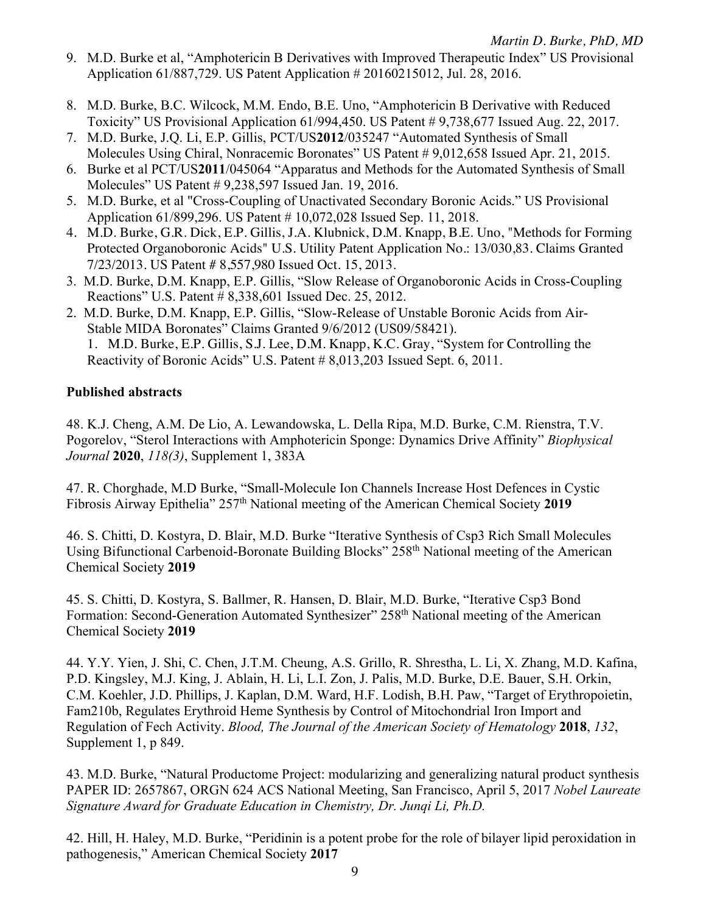9. M.D. Burke et al, “Amphotericin B Derivatives with Improved Therapeutic Index” US Provisional Application 61/887,729. US Patent Application # 20160215012, Jul. 28, 2016.

8. M.D. Burke, B.C. Wilcock, M.M. Endo, B.E. Uno, “Amphotericin B Derivative with Reduced Toxicity” US Provisional Application 61/994,450. US Patent # 9,738,677 Issued Aug. 22, 2017.
7. M.D. Burke, J.Q. Li, E.P. Gillis, PCT/US**2012**/035247 “Automated Synthesis of Small Molecules Using Chiral, Nonracemic Boronates” US Patent # 9,012,658 Issued Apr. 21, 2015.
6. Burke et al PCT/US**2011**/045064 “Apparatus and Methods for the Automated Synthesis of Small Molecules” US Patent # 9,238,597 Issued Jan. 19, 2016.
5. M.D. Burke, et al "Cross-Coupling of Unactivated Secondary Boronic Acids." US Provisional Application 61/899,296. US Patent # 10,072,028 Issued Sep. 11, 2018.
4. M.D. Burke, G.R. Dick, E.P. Gillis, J.A. Klubnick, D.M. Knapp, B.E. Uno, "Methods for Forming Protected Organoboronic Acids" U.S. Utility Patent Application No.: 13/030,83. Claims Granted 7/23/2013. US Patent # 8,557,980 Issued Oct. 15, 2013.
3. M.D. Burke, D.M. Knapp, E.P. Gillis, “Slow Release of Organoboronic Acids in Cross-Coupling Reactions” U.S. Patent # 8,338,601 Issued Dec. 25, 2012.
2. M.D. Burke, D.M. Knapp, E.P. Gillis, “Slow-Release of Unstable Boronic Acids from Air-Stable MIDA Boronates” Claims Granted 9/6/2012 (US09/58421).
1. M.D. Burke, E.P. Gillis, S.J. Lee, D.M. Knapp, K.C. Gray, “System for Controlling the Reactivity of Boronic Acids” U.S. Patent # 8,013,203 Issued Sept. 6, 2011.

**Published abstracts**

48. K.J. Cheng, A.M. De Lio, A. Lewandowska, L. Della Ripa, M.D. Burke, C.M. Rienstra, T.V. Pogorelov, “Sterol Interactions with Amphotericin Sponge: Dynamics Drive Affinity” *Biophysical Journal* **2020**, *118(3)*, Supplement 1, 383A

47. R. Chorghade, M.D Burke, “Small-Molecule Ion Channels Increase Host Defences in Cystic Fibrosis Airway Epithelia” 257th National meeting of the American Chemical Society **2019**

46. S. Chitti, D. Kostyra, D. Blair, M.D. Burke “Iterative Synthesis of Csp3 Rich Small Molecules Using Bifunctional Carbenoid-Boronate Building Blocks” 258th National meeting of the American Chemical Society **2019**

45. S. Chitti, D. Kostyra, S. Ballmer, R. Hansen, D. Blair, M.D. Burke, “Iterative Csp3 Bond Formation: Second-Generation Automated Synthesizer” 258th National meeting of the American Chemical Society **2019**

44. Y.Y. Yien, J. Shi, C. Chen, J.T.M. Cheung, A.S. Grillo, R. Shrestha, L. Li, X. Zhang, M.D. Kafina, P.D. Kingsley, M.J. King, J. Ablain, H. Li, L.I. Zon, J. Palis, M.D. Burke, D.E. Bauer, S.H. Orkin, C.M. Koehler, J.D. Phillips, J. Kaplan, D.M. Ward, H.F. Lodish, B.H. Paw, “Target of Erythropoietin, Fam210b, Regulates Erythroid Heme Synthesis by Control of Mitochondrial Iron Import and Regulation of Fech Activity. *Blood, The Journal of the American Society of Hematology* **2018**, *132*, Supplement 1, p 849.

43. M.D. Burke, “Natural Productome Project: modularizing and generalizing natural product synthesis PAPER ID: 2657867, ORGN 624 ACS National Meeting, San Francisco, April 5, 2017 *Nobel Laureate Signature Award for Graduate Education in Chemistry, Dr. Junqi Li, Ph.D.*

42. Hill, H. Haley, M.D. Burke, “Peridinin is a potent probe for the role of bilayer lipid peroxidation in pathogenesis,” American Chemical Society **2017**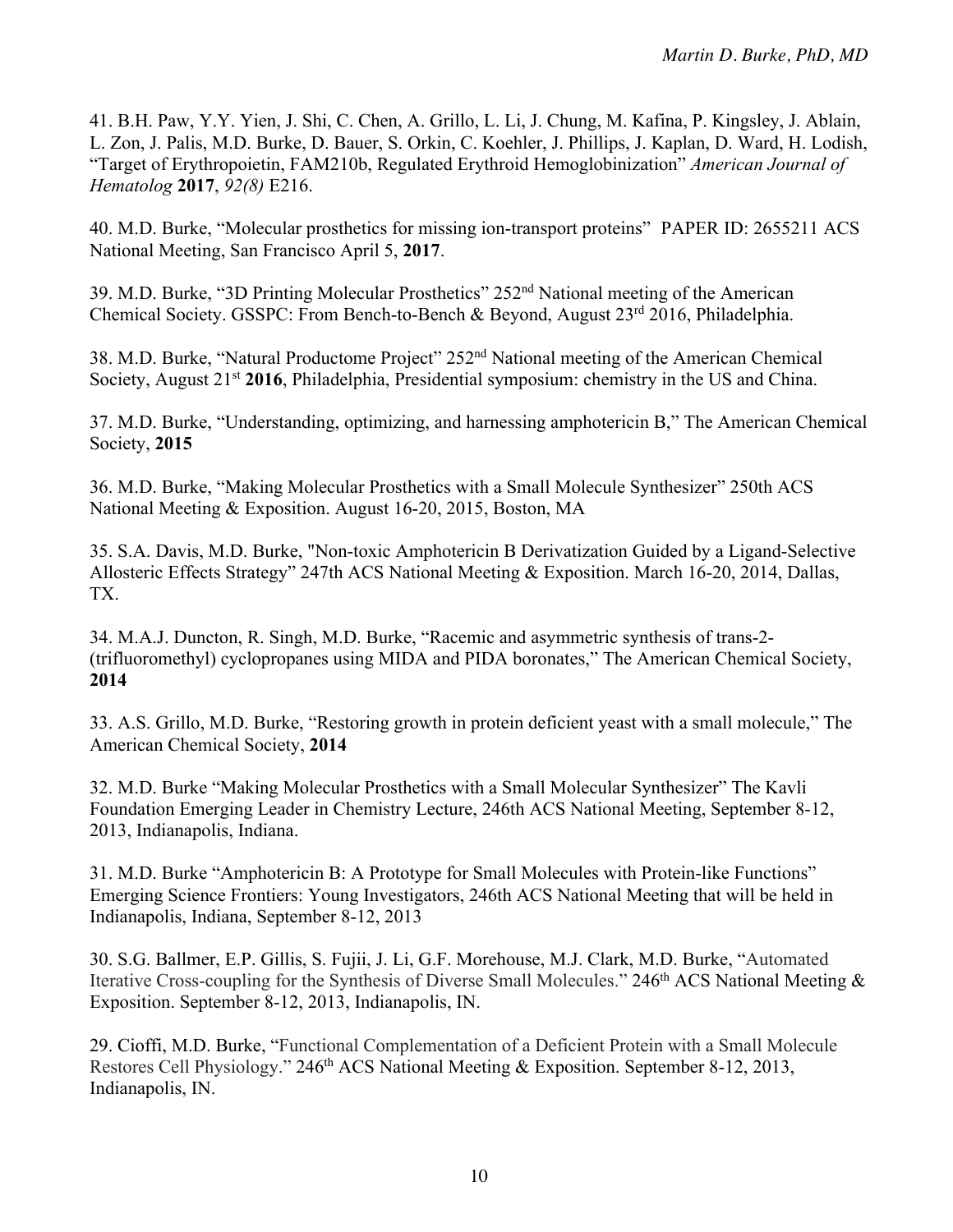41. B.H. Paw, Y.Y. Yien, J. Shi, C. Chen, A. Grillo, L. Li, J. Chung, M. Kafina, P. Kingsley, J. Ablain, L. Zon, J. Palis, M.D. Burke, D. Bauer, S. Orkin, C. Koehler, J. Phillips, J. Kaplan, D. Ward, H. Lodish, "Target of Erythropoietin, FAM210b, Regulated Erythroid Hemoglobinization" *American Journal of Hematolog* **2017**, *92(8)* E216.

40. M.D. Burke, "Molecular prosthetics for missing ion-transport proteins" PAPER ID: 2655211 ACS National Meeting, San Francisco April 5, **2017**.

39. M.D. Burke, "3D Printing Molecular Prosthetics" 252nd National meeting of the American Chemical Society. GSSPC: From Bench-to-Bench & Beyond, August 23rd 2016, Philadelphia.

38. M.D. Burke, "Natural Productome Project" 252nd National meeting of the American Chemical Society, August 21st **2016**, Philadelphia, Presidential symposium: chemistry in the US and China.

37. M.D. Burke, "Understanding, optimizing, and harnessing amphotericin B," The American Chemical Society, **2015**

36. M.D. Burke, "Making Molecular Prosthetics with a Small Molecule Synthesizer" 250th ACS National Meeting & Exposition. August 16-20, 2015, Boston, MA

35. S.A. Davis, M.D. Burke, "Non-toxic Amphotericin B Derivatization Guided by a Ligand-Selective Allosteric Effects Strategy" 247th ACS National Meeting & Exposition. March 16-20, 2014, Dallas, TX.

34. M.A.J. Duncton, R. Singh, M.D. Burke, "Racemic and asymmetric synthesis of trans-2-(trifluoromethyl) cyclopropanes using MIDA and PIDA boronates," The American Chemical Society, **2014**

33. A.S. Grillo, M.D. Burke, "Restoring growth in protein deficient yeast with a small molecule," The American Chemical Society, **2014**

32. M.D. Burke "Making Molecular Prosthetics with a Small Molecular Synthesizer" The Kavli Foundation Emerging Leader in Chemistry Lecture, 246th ACS National Meeting, September 8-12, 2013, Indianapolis, Indiana.

31. M.D. Burke "Amphotericin B: A Prototype for Small Molecules with Protein-like Functions" Emerging Science Frontiers: Young Investigators, 246th ACS National Meeting that will be held in Indianapolis, Indiana, September 8-12, 2013

30. S.G. Ballmer, E.P. Gillis, S. Fujii, J. Li, G.F. Morehouse, M.J. Clark, M.D. Burke, "Automated Iterative Cross-coupling for the Synthesis of Diverse Small Molecules." 246th ACS National Meeting & Exposition. September 8-12, 2013, Indianapolis, IN.

29. Cioffi, M.D. Burke, "Functional Complementation of a Deficient Protein with a Small Molecule Restores Cell Physiology." 246th ACS National Meeting & Exposition. September 8-12, 2013, Indianapolis, IN.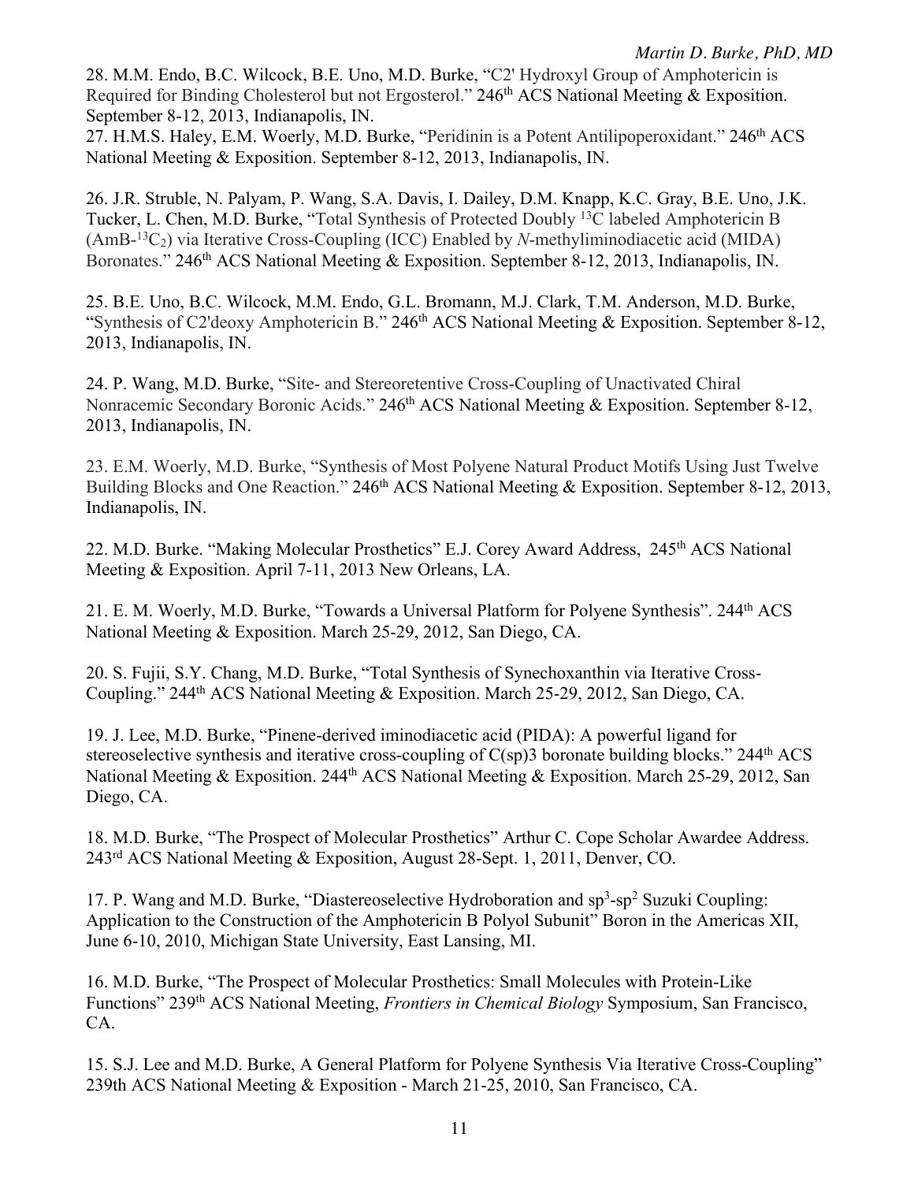28. M.M. Endo, B.C. Wilcock, B.E. Uno, M.D. Burke, "C2' Hydroxyl Group of Amphotericin is Required for Binding Cholesterol but not Ergosterol." 246th ACS National Meeting & Exposition. September 8-12, 2013, Indianapolis, IN.
27. H.M.S. Haley, E.M. Woerly, M.D. Burke, "Peridinin is a Potent Antilipoperoxidant." 246th ACS National Meeting & Exposition. September 8-12, 2013, Indianapolis, IN.

26. J.R. Struble, N. Palyam, P. Wang, S.A. Davis, I. Dailey, D.M. Knapp, K.C. Gray, B.E. Uno, J.K. Tucker, L. Chen, M.D. Burke, "Total Synthesis of Protected Doubly $^{13}C$ labeled Amphotericin B (AmB-$^{13}C_2$) via Iterative Cross-Coupling (ICC) Enabled by *N*-methyliminodiacetic acid (MIDA) Boronates." 246th ACS National Meeting & Exposition. September 8-12, 2013, Indianapolis, IN.

25. B.E. Uno, B.C. Wilcock, M.M. Endo, G.L. Bromann, M.J. Clark, T.M. Anderson, M.D. Burke, "Synthesis of C2'deoxy Amphotericin B." 246th ACS National Meeting & Exposition. September 8-12, 2013, Indianapolis, IN.

24. P. Wang, M.D. Burke, "Site- and Stereoretentive Cross-Coupling of Unactivated Chiral Nonracemic Secondary Boronic Acids." 246th ACS National Meeting & Exposition. September 8-12, 2013, Indianapolis, IN.

23. E.M. Woerly, M.D. Burke, "Synthesis of Most Polyene Natural Product Motifs Using Just Twelve Building Blocks and One Reaction." 246th ACS National Meeting & Exposition. September 8-12, 2013, Indianapolis, IN.

22. M.D. Burke. "Making Molecular Prosthetics" E.J. Corey Award Address, 245th ACS National Meeting & Exposition. April 7-11, 2013 New Orleans, LA.

21. E. M. Woerly, M.D. Burke, "Towards a Universal Platform for Polyene Synthesis". 244th ACS National Meeting & Exposition. March 25-29, 2012, San Diego, CA.

20. S. Fujii, S.Y. Chang, M.D. Burke, "Total Synthesis of Synechoxanthin via Iterative Cross-Coupling." 244th ACS National Meeting & Exposition. March 25-29, 2012, San Diego, CA.

19. J. Lee, M.D. Burke, "Pinene-derived iminodiacetic acid (PIDA): A powerful ligand for stereoselective synthesis and iterative cross-coupling of C(sp)3 boronate building blocks." 244th ACS National Meeting & Exposition. 244th ACS National Meeting & Exposition. March 25-29, 2012, San Diego, CA.

18. M.D. Burke, "The Prospect of Molecular Prosthetics" Arthur C. Cope Scholar Awardee Address. 243rd ACS National Meeting & Exposition, August 28-Sept. 1, 2011, Denver, CO.

17. P. Wang and M.D. Burke, "Diastereoselective Hydroboration and $sp^3$-$sp^2$ Suzuki Coupling: Application to the Construction of the Amphotericin B Polyol Subunit" Boron in the Americas XII, June 6-10, 2010, Michigan State University, East Lansing, MI.

16. M.D. Burke, "The Prospect of Molecular Prosthetics: Small Molecules with Protein-Like Functions" 239th ACS National Meeting, *Frontiers in Chemical Biology* Symposium, San Francisco, CA.

15. S.J. Lee and M.D. Burke, A General Platform for Polyene Synthesis Via Iterative Cross-Coupling" 239th ACS National Meeting & Exposition - March 21-25, 2010, San Francisco, CA.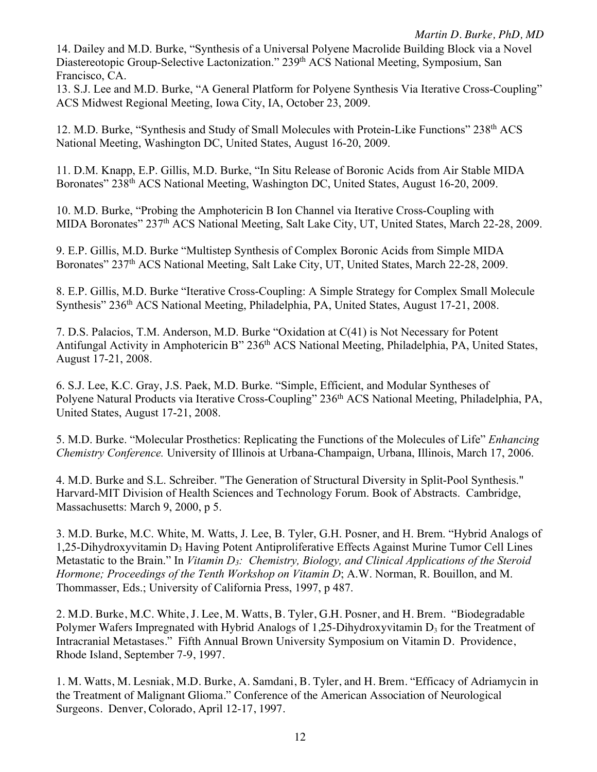14. Dailey and M.D. Burke, "Synthesis of a Universal Polyene Macrolide Building Block via a Novel Diastereotopic Group-Selective Lactonization." 239th ACS National Meeting, Symposium, San Francisco, CA.

13. S.J. Lee and M.D. Burke, "A General Platform for Polyene Synthesis Via Iterative Cross-Coupling" ACS Midwest Regional Meeting, Iowa City, IA, October 23, 2009.

12. M.D. Burke, "Synthesis and Study of Small Molecules with Protein-Like Functions" 238th ACS National Meeting, Washington DC, United States, August 16-20, 2009.

11. D.M. Knapp, E.P. Gillis, M.D. Burke, "In Situ Release of Boronic Acids from Air Stable MIDA Boronates" 238th ACS National Meeting, Washington DC, United States, August 16-20, 2009.

10. M.D. Burke, "Probing the Amphotericin B Ion Channel via Iterative Cross-Coupling with MIDA Boronates" 237th ACS National Meeting, Salt Lake City, UT, United States, March 22-28, 2009.

9. E.P. Gillis, M.D. Burke "Multistep Synthesis of Complex Boronic Acids from Simple MIDA Boronates" 237th ACS National Meeting, Salt Lake City, UT, United States, March 22-28, 2009.

8. E.P. Gillis, M.D. Burke "Iterative Cross-Coupling: A Simple Strategy for Complex Small Molecule Synthesis" 236th ACS National Meeting, Philadelphia, PA, United States, August 17-21, 2008.

7. D.S. Palacios, T.M. Anderson, M.D. Burke "Oxidation at C(41) is Not Necessary for Potent Antifungal Activity in Amphotericin B" 236th ACS National Meeting, Philadelphia, PA, United States, August 17-21, 2008.

6. S.J. Lee, K.C. Gray, J.S. Paek, M.D. Burke. "Simple, Efficient, and Modular Syntheses of Polyene Natural Products via Iterative Cross-Coupling" 236th ACS National Meeting, Philadelphia, PA, United States, August 17-21, 2008.

5. M.D. Burke. "Molecular Prosthetics: Replicating the Functions of the Molecules of Life" *Enhancing Chemistry Conference.* University of Illinois at Urbana-Champaign, Urbana, Illinois, March 17, 2006.

4. M.D. Burke and S.L. Schreiber. "The Generation of Structural Diversity in Split-Pool Synthesis." Harvard-MIT Division of Health Sciences and Technology Forum. Book of Abstracts. Cambridge, Massachusetts: March 9, 2000, p 5.

3. M.D. Burke, M.C. White, M. Watts, J. Lee, B. Tyler, G.H. Posner, and H. Brem. "Hybrid Analogs of 1,25-Dihydroxyvitamin $D_3$ Having Potent Antiproliferative Effects Against Murine Tumor Cell Lines Metastatic to the Brain." In *Vitamin $D_3$: Chemistry, Biology, and Clinical Applications of the Steroid Hormone; Proceedings of the Tenth Workshop on Vitamin D*; A.W. Norman, R. Bouillon, and M. Thommasser, Eds.; University of California Press, 1997, p 487.

2. M.D. Burke, M.C. White, J. Lee, M. Watts, B. Tyler, G.H. Posner, and H. Brem. "Biodegradable Polymer Wafers Impregnated with Hybrid Analogs of 1,25-Dihydroxyvitamin $D_3$ for the Treatment of Intracranial Metastases." Fifth Annual Brown University Symposium on Vitamin D. Providence, Rhode Island, September 7-9, 1997.

1. M. Watts, M. Lesniak, M.D. Burke, A. Samdani, B. Tyler, and H. Brem. "Efficacy of Adriamycin in the Treatment of Malignant Glioma." Conference of the American Association of Neurological Surgeons. Denver, Colorado, April 12-17, 1997.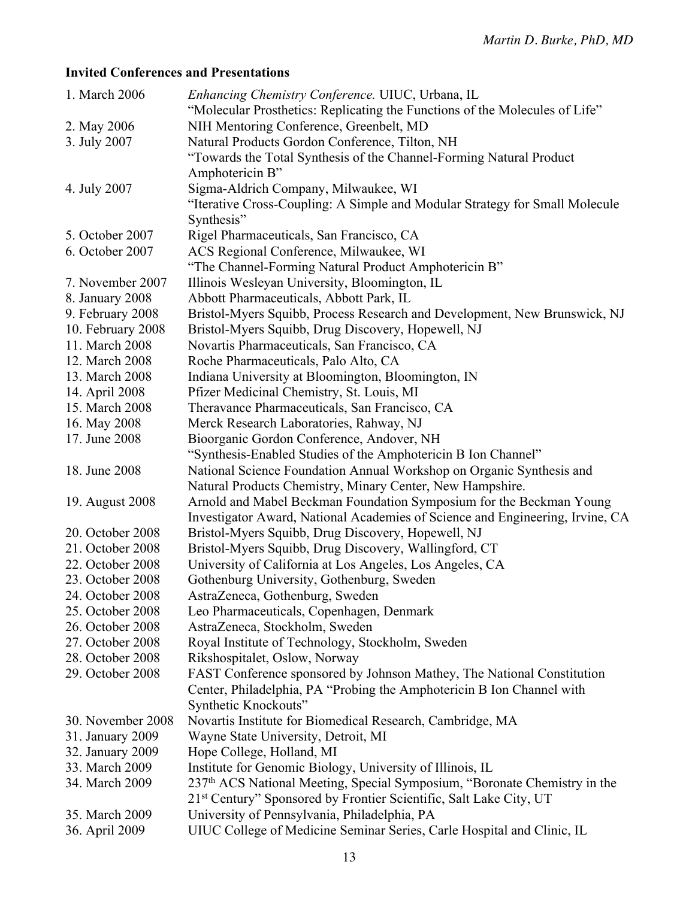### Invited Conferences and Presentations

| | |
|---|---|
| 1. March 2006 | *Enhancing Chemistry Conference.* UIUC, Urbana, IL<br>"Molecular Prosthetics: Replicating the Functions of the Molecules of Life" |
| 2. May 2006 | NIH Mentoring Conference, Greenbelt, MD |
| 3. July 2007 | Natural Products Gordon Conference, Tilton, NH<br>"Towards the Total Synthesis of the Channel-Forming Natural Product Amphotericin B" |
| 4. July 2007 | Sigma-Aldrich Company, Milwaukee, WI<br>"Iterative Cross-Coupling: A Simple and Modular Strategy for Small Molecule Synthesis" |
| 5. October 2007 | Rigel Pharmaceuticals, San Francisco, CA |
| 6. October 2007 | ACS Regional Conference, Milwaukee, WI<br>"The Channel-Forming Natural Product Amphotericin B" |
| 7. November 2007 | Illinois Wesleyan University, Bloomington, IL |
| 8. January 2008 | Abbott Pharmaceuticals, Abbott Park, IL |
| 9. February 2008 | Bristol-Myers Squibb, Process Research and Development, New Brunswick, NJ |
| 10. February 2008 | Bristol-Myers Squibb, Drug Discovery, Hopewell, NJ |
| 11. March 2008 | Novartis Pharmaceuticals, San Francisco, CA |
| 12. March 2008 | Roche Pharmaceuticals, Palo Alto, CA |
| 13. March 2008 | Indiana University at Bloomington, Bloomington, IN |
| 14. April 2008 | Pfizer Medicinal Chemistry, St. Louis, MI |
| 15. March 2008 | Theravance Pharmaceuticals, San Francisco, CA |
| 16. May 2008 | Merck Research Laboratories, Rahway, NJ |
| 17. June 2008 | Bioorganic Gordon Conference, Andover, NH<br>"Synthesis-Enabled Studies of the Amphotericin B Ion Channel" |
| 18. June 2008 | National Science Foundation Annual Workshop on Organic Synthesis and Natural Products Chemistry, Minary Center, New Hampshire. |
| 19. August 2008 | Arnold and Mabel Beckman Foundation Symposium for the Beckman Young Investigator Award, National Academies of Science and Engineering, Irvine, CA |
| 20. October 2008 | Bristol-Myers Squibb, Drug Discovery, Hopewell, NJ |
| 21. October 2008 | Bristol-Myers Squibb, Drug Discovery, Wallingford, CT |
| 22. October 2008 | University of California at Los Angeles, Los Angeles, CA |
| 23. October 2008 | Gothenburg University, Gothenburg, Sweden |
| 24. October 2008 | AstraZeneca, Gothenburg, Sweden |
| 25. October 2008 | Leo Pharmaceuticals, Copenhagen, Denmark |
| 26. October 2008 | AstraZeneca, Stockholm, Sweden |
| 27. October 2008 | Royal Institute of Technology, Stockholm, Sweden |
| 28. October 2008 | Rikshospitalet, Oslow, Norway |
| 29. October 2008 | FAST Conference sponsored by Johnson Mathey, The National Constitution Center, Philadelphia, PA "Probing the Amphotericin B Ion Channel with Synthetic Knockouts" |
| 30. November 2008 | Novartis Institute for Biomedical Research, Cambridge, MA |
| 31. January 2009 | Wayne State University, Detroit, MI |
| 32. January 2009 | Hope College, Holland, MI |
| 33. March 2009 | Institute for Genomic Biology, University of Illinois, IL |
| 34. March 2009 | 237th ACS National Meeting, Special Symposium, "Boronate Chemistry in the 21st Century" Sponsored by Frontier Scientific, Salt Lake City, UT |
| 35. March 2009 | University of Pennsylvania, Philadelphia, PA |
| 36. April 2009 | UIUC College of Medicine Seminar Series, Carle Hospital and Clinic, IL |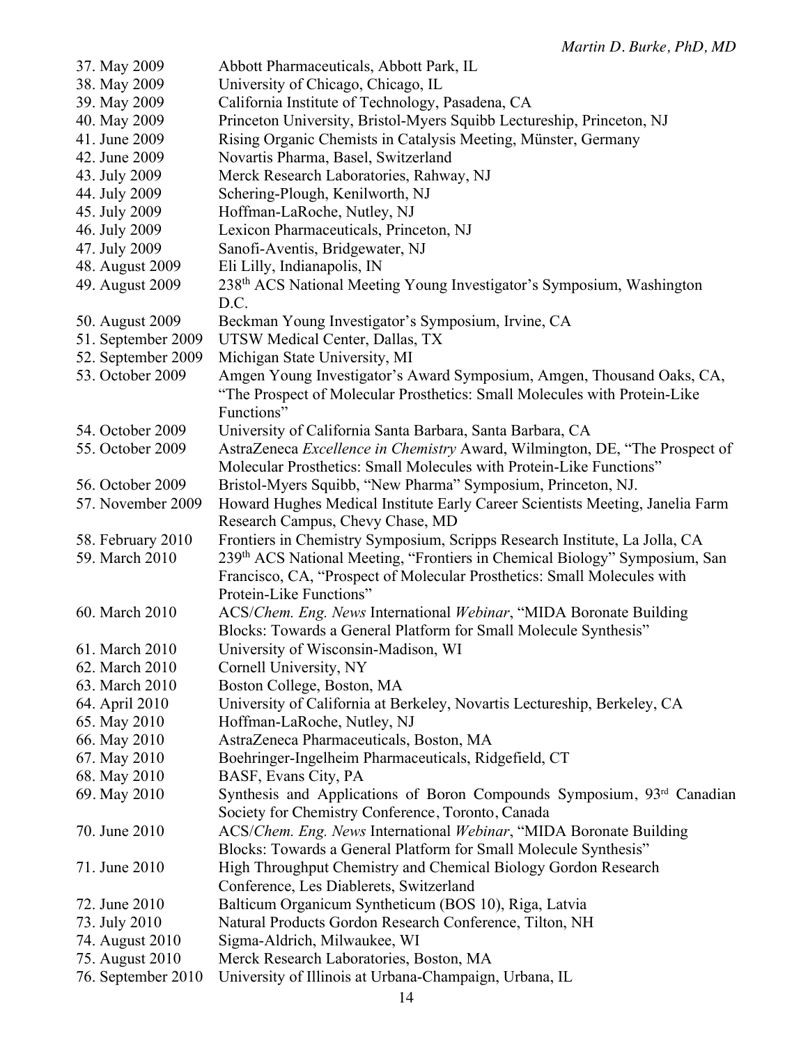37. May 2009 Abbott Pharmaceuticals, Abbott Park, IL
38. May 2009 University of Chicago, Chicago, IL
39. May 2009 California Institute of Technology, Pasadena, CA
40. May 2009 Princeton University, Bristol-Myers Squibb Lectureship, Princeton, NJ
41. June 2009 Rising Organic Chemists in Catalysis Meeting, Münster, Germany
42. June 2009 Novartis Pharma, Basel, Switzerland
43. July 2009 Merck Research Laboratories, Rahway, NJ
44. July 2009 Schering-Plough, Kenilworth, NJ
45. July 2009 Hoffman-LaRoche, Nutley, NJ
46. July 2009 Lexicon Pharmaceuticals, Princeton, NJ
47. July 2009 Sanofi-Aventis, Bridgewater, NJ
48. August 2009 Eli Lilly, Indianapolis, IN
49. August 2009 238th ACS National Meeting Young Investigator's Symposium, Washington D.C.
50. August 2009 Beckman Young Investigator's Symposium, Irvine, CA
51. September 2009 UTSW Medical Center, Dallas, TX
52. September 2009 Michigan State University, MI
53. October 2009 Amgen Young Investigator's Award Symposium, Amgen, Thousand Oaks, CA, "The Prospect of Molecular Prosthetics: Small Molecules with Protein-Like Functions"
54. October 2009 University of California Santa Barbara, Santa Barbara, CA
55. October 2009 AstraZeneca *Excellence in Chemistry* Award, Wilmington, DE, "The Prospect of Molecular Prosthetics: Small Molecules with Protein-Like Functions"
56. October 2009 Bristol-Myers Squibb, "New Pharma" Symposium, Princeton, NJ.
57. November 2009 Howard Hughes Medical Institute Early Career Scientists Meeting, Janelia Farm Research Campus, Chevy Chase, MD
58. February 2010 Frontiers in Chemistry Symposium, Scripps Research Institute, La Jolla, CA
59. March 2010 239th ACS National Meeting, "Frontiers in Chemical Biology" Symposium, San Francisco, CA, "Prospect of Molecular Prosthetics: Small Molecules with Protein-Like Functions"
60. March 2010 ACS/*Chem. Eng. News* International *Webinar*, "MIDA Boronate Building Blocks: Towards a General Platform for Small Molecule Synthesis"
61. March 2010 University of Wisconsin-Madison, WI
62. March 2010 Cornell University, NY
63. March 2010 Boston College, Boston, MA
64. April 2010 University of California at Berkeley, Novartis Lectureship, Berkeley, CA
65. May 2010 Hoffman-LaRoche, Nutley, NJ
66. May 2010 AstraZeneca Pharmaceuticals, Boston, MA
67. May 2010 Boehringer-Ingelheim Pharmaceuticals, Ridgefield, CT
68. May 2010 BASF, Evans City, PA
69. May 2010 Synthesis and Applications of Boron Compounds Symposium, 93rd Canadian Society for Chemistry Conference, Toronto, Canada
70. June 2010 ACS/*Chem. Eng. News* International *Webinar*, "MIDA Boronate Building Blocks: Towards a General Platform for Small Molecule Synthesis"
71. June 2010 High Throughput Chemistry and Chemical Biology Gordon Research Conference, Les Diablerets, Switzerland
72. June 2010 Balticum Organicum Syntheticum (BOS 10), Riga, Latvia
73. July 2010 Natural Products Gordon Research Conference, Tilton, NH
74. August 2010 Sigma-Aldrich, Milwaukee, WI
75. August 2010 Merck Research Laboratories, Boston, MA
76. September 2010 University of Illinois at Urbana-Champaign, Urbana, IL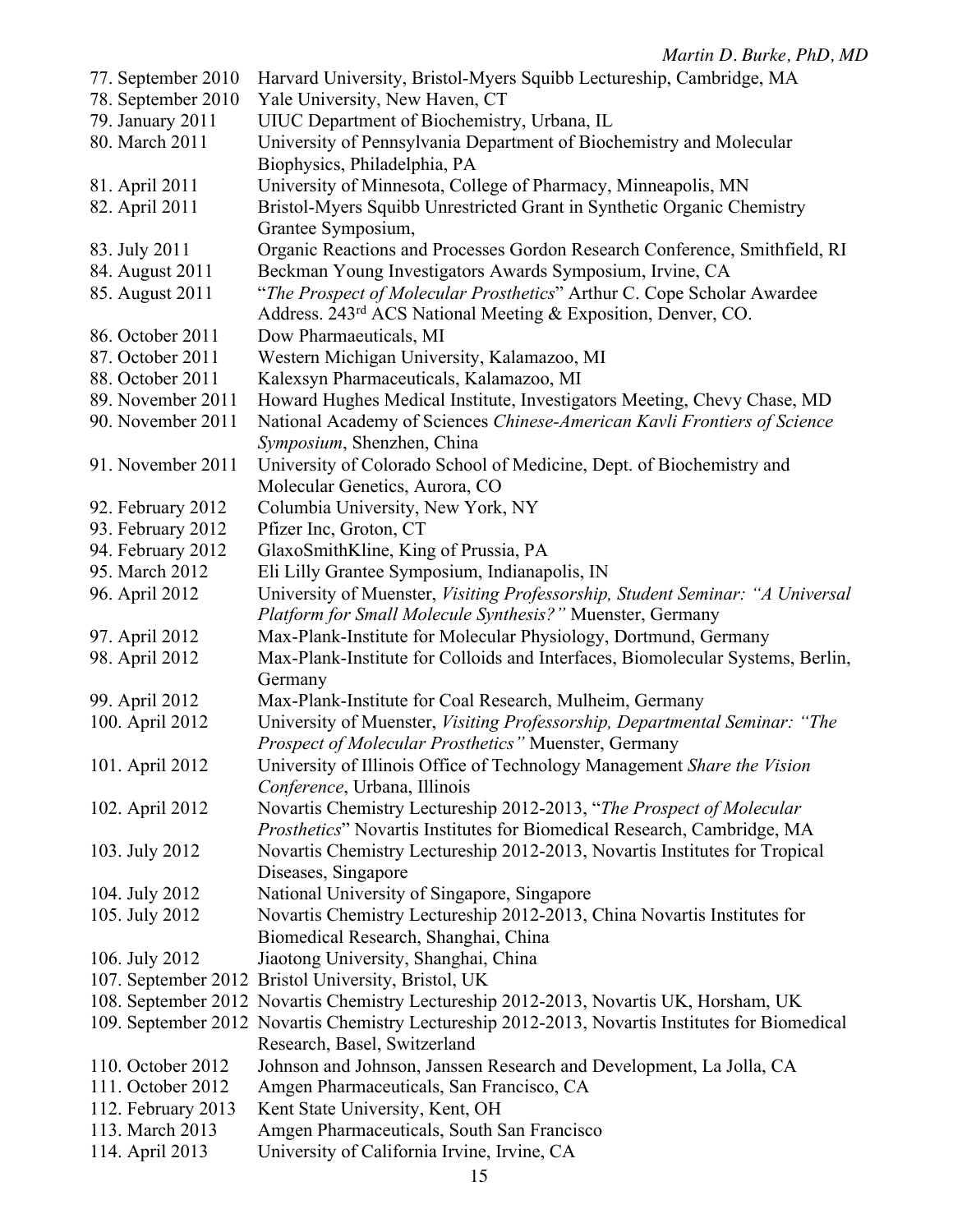77. September 2010 Harvard University, Bristol-Myers Squibb Lectureship, Cambridge, MA
78. September 2010 Yale University, New Haven, CT
79. January 2011 UIUC Department of Biochemistry, Urbana, IL
80. March 2011 University of Pennsylvania Department of Biochemistry and Molecular Biophysics, Philadelphia, PA
81. April 2011 University of Minnesota, College of Pharmacy, Minneapolis, MN
82. April 2011 Bristol-Myers Squibb Unrestricted Grant in Synthetic Organic Chemistry Grantee Symposium,
83. July 2011 Organic Reactions and Processes Gordon Research Conference, Smithfield, RI
84. August 2011 Beckman Young Investigators Awards Symposium, Irvine, CA
85. August 2011 "*The Prospect of Molecular Prosthetics*" Arthur C. Cope Scholar Awardee Address. 243rd ACS National Meeting & Exposition, Denver, CO.
86. October 2011 Dow Pharmaeuticals, MI
87. October 2011 Western Michigan University, Kalamazoo, MI
88. October 2011 Kalexsyn Pharmaceuticals, Kalamazoo, MI
89. November 2011 Howard Hughes Medical Institute, Investigators Meeting, Chevy Chase, MD
90. November 2011 National Academy of Sciences *Chinese-American Kavli Frontiers of Science Symposium*, Shenzhen, China
91. November 2011 University of Colorado School of Medicine, Dept. of Biochemistry and Molecular Genetics, Aurora, CO
92. February 2012 Columbia University, New York, NY
93. February 2012 Pfizer Inc, Groton, CT
94. February 2012 GlaxoSmithKline, King of Prussia, PA
95. March 2012 Eli Lilly Grantee Symposium, Indianapolis, IN
96. April 2012 University of Muenster, *Visiting Professorship, Student Seminar: "A Universal Platform for Small Molecule Synthesis?"* Muenster, Germany
97. April 2012 Max-Plank-Institute for Molecular Physiology, Dortmund, Germany
98. April 2012 Max-Plank-Institute for Colloids and Interfaces, Biomolecular Systems, Berlin, Germany
99. April 2012 Max-Plank-Institute for Coal Research, Mulheim, Germany
100. April 2012 University of Muenster, *Visiting Professorship, Departmental Seminar: "The Prospect of Molecular Prosthetics"* Muenster, Germany
101. April 2012 University of Illinois Office of Technology Management *Share the Vision Conference*, Urbana, Illinois
102. April 2012 Novartis Chemistry Lectureship 2012-2013, "*The Prospect of Molecular Prosthetics*" Novartis Institutes for Biomedical Research, Cambridge, MA
103. July 2012 Novartis Chemistry Lectureship 2012-2013, Novartis Institutes for Tropical Diseases, Singapore
104. July 2012 National University of Singapore, Singapore
105. July 2012 Novartis Chemistry Lectureship 2012-2013, China Novartis Institutes for Biomedical Research, Shanghai, China
106. July 2012 Jiaotong University, Shanghai, China
107. September 2012 Bristol University, Bristol, UK
108. September 2012 Novartis Chemistry Lectureship 2012-2013, Novartis UK, Horsham, UK
109. September 2012 Novartis Chemistry Lectureship 2012-2013, Novartis Institutes for Biomedical Research, Basel, Switzerland
110. October 2012 Johnson and Johnson, Janssen Research and Development, La Jolla, CA
111. October 2012 Amgen Pharmaceuticals, San Francisco, CA
112. February 2013 Kent State University, Kent, OH
113. March 2013 Amgen Pharmaceuticals, South San Francisco
114. April 2013 University of California Irvine, Irvine, CA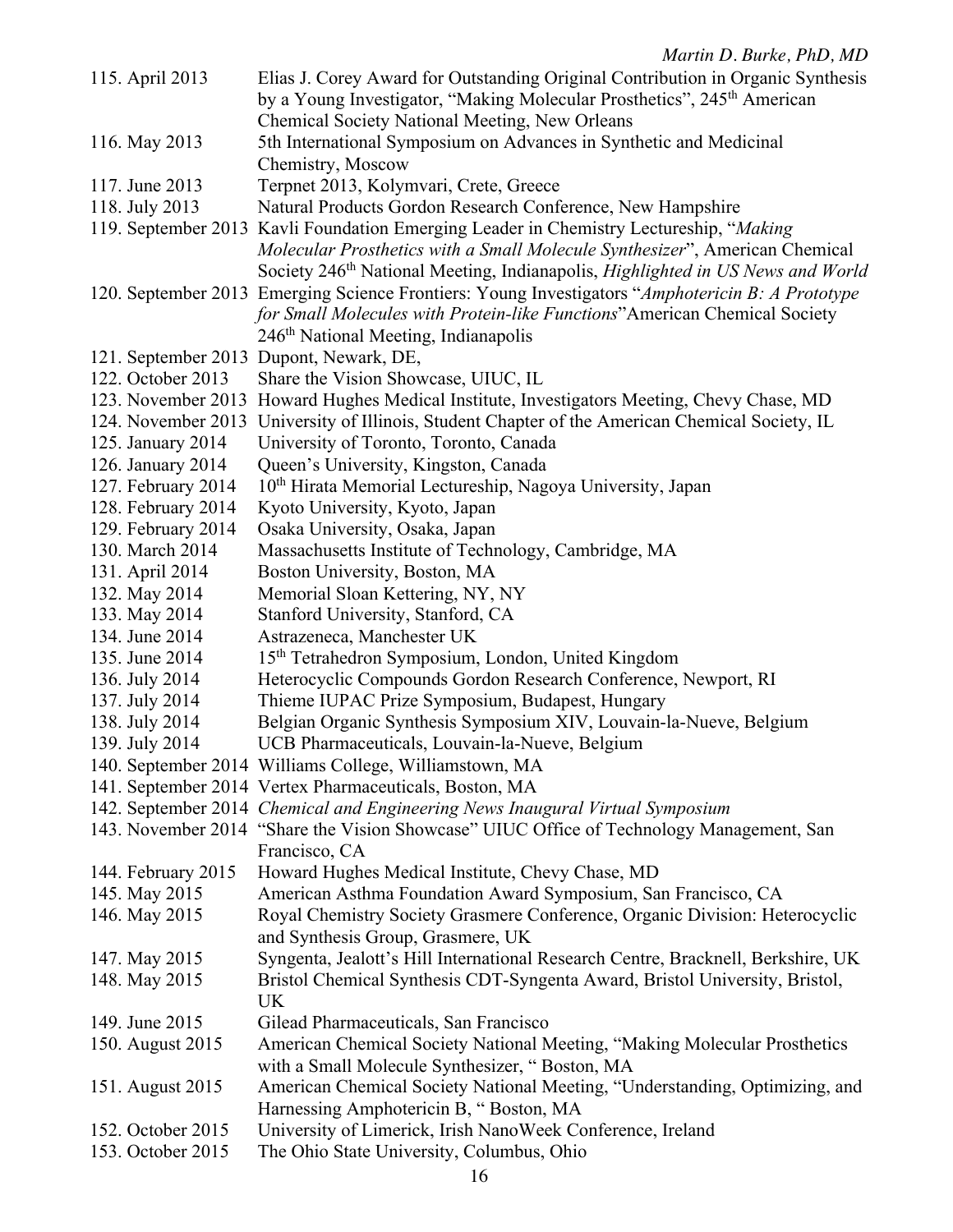115. April 2013 Elias J. Corey Award for Outstanding Original Contribution in Organic Synthesis by a Young Investigator, "Making Molecular Prosthetics", 245th American Chemical Society National Meeting, New Orleans
116. May 2013 5th International Symposium on Advances in Synthetic and Medicinal Chemistry, Moscow
117. June 2013 Terpnet 2013, Kolymvari, Crete, Greece
118. July 2013 Natural Products Gordon Research Conference, New Hampshire
119. September 2013 Kavli Foundation Emerging Leader in Chemistry Lectureship, "*Making Molecular Prosthetics with a Small Molecule Synthesizer*", American Chemical Society 246th National Meeting, Indianapolis, *Highlighted in US News and World*
120. September 2013 Emerging Science Frontiers: Young Investigators "*Amphotericin B: A Prototype for Small Molecules with Protein-like Functions*"American Chemical Society 246th National Meeting, Indianapolis
121. September 2013 Dupont, Newark, DE,
122. October 2013 Share the Vision Showcase, UIUC, IL
123. November 2013 Howard Hughes Medical Institute, Investigators Meeting, Chevy Chase, MD
124. November 2013 University of Illinois, Student Chapter of the American Chemical Society, IL
125. January 2014 University of Toronto, Toronto, Canada
126. January 2014 Queen's University, Kingston, Canada
127. February 2014 10th Hirata Memorial Lectureship, Nagoya University, Japan
128. February 2014 Kyoto University, Kyoto, Japan
129. February 2014 Osaka University, Osaka, Japan
130. March 2014 Massachusetts Institute of Technology, Cambridge, MA
131. April 2014 Boston University, Boston, MA
132. May 2014 Memorial Sloan Kettering, NY, NY
133. May 2014 Stanford University, Stanford, CA
134. June 2014 Astrazeneca, Manchester UK
135. June 2014 15th Tetrahedron Symposium, London, United Kingdom
136. July 2014 Heterocyclic Compounds Gordon Research Conference, Newport, RI
137. July 2014 Thieme IUPAC Prize Symposium, Budapest, Hungary
138. July 2014 Belgian Organic Synthesis Symposium XIV, Louvain-la-Nueve, Belgium
139. July 2014 UCB Pharmaceuticals, Louvain-la-Nueve, Belgium
140. September 2014 Williams College, Williamstown, MA
141. September 2014 Vertex Pharmaceuticals, Boston, MA
142. September 2014 *Chemical and Engineering News Inaugural Virtual Symposium*
143. November 2014 "Share the Vision Showcase" UIUC Office of Technology Management, San Francisco, CA
144. February 2015 Howard Hughes Medical Institute, Chevy Chase, MD
145. May 2015 American Asthma Foundation Award Symposium, San Francisco, CA
146. May 2015 Royal Chemistry Society Grasmere Conference, Organic Division: Heterocyclic and Synthesis Group, Grasmere, UK
147. May 2015 Syngenta, Jealott's Hill International Research Centre, Bracknell, Berkshire, UK
148. May 2015 Bristol Chemical Synthesis CDT-Syngenta Award, Bristol University, Bristol, UK
149. June 2015 Gilead Pharmaceuticals, San Francisco
150. August 2015 American Chemical Society National Meeting, "Making Molecular Prosthetics with a Small Molecule Synthesizer, " Boston, MA
151. August 2015 American Chemical Society National Meeting, "Understanding, Optimizing, and Harnessing Amphotericin B, " Boston, MA
152. October 2015 University of Limerick, Irish NanoWeek Conference, Ireland
153. October 2015 The Ohio State University, Columbus, Ohio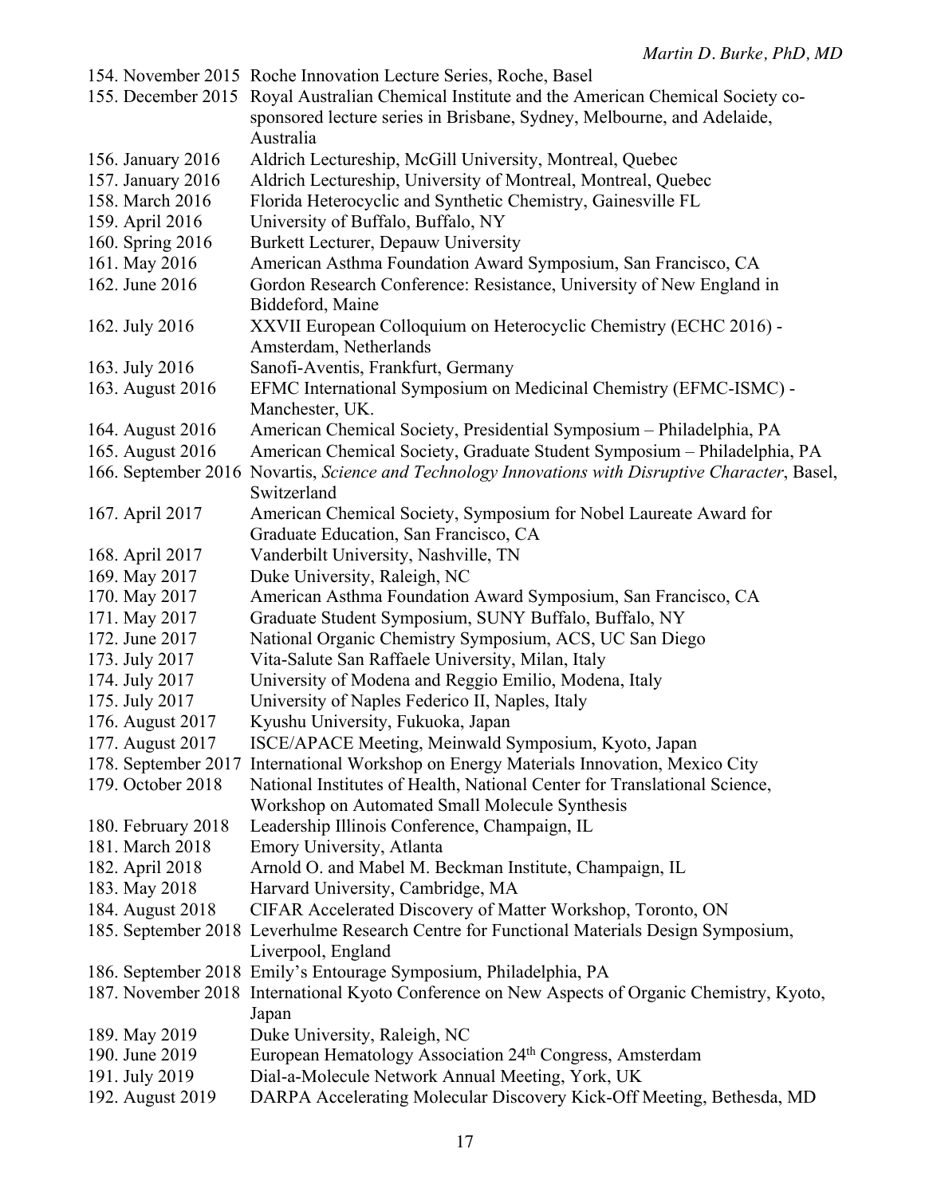154. November 2015 Roche Innovation Lecture Series, Roche, Basel
155. December 2015 Royal Australian Chemical Institute and the American Chemical Society co-sponsored lecture series in Brisbane, Sydney, Melbourne, and Adelaide, Australia
156. January 2016 Aldrich Lectureship, McGill University, Montreal, Quebec
157. January 2016 Aldrich Lectureship, University of Montreal, Montreal, Quebec
158. March 2016 Florida Heterocyclic and Synthetic Chemistry, Gainesville FL
159. April 2016 University of Buffalo, Buffalo, NY
160. Spring 2016 Burkett Lecturer, Depauw University
161. May 2016 American Asthma Foundation Award Symposium, San Francisco, CA
162. June 2016 Gordon Research Conference: Resistance, University of New England in Biddeford, Maine
162. July 2016 XXVII European Colloquium on Heterocyclic Chemistry (ECHC 2016) - Amsterdam, Netherlands
163. July 2016 Sanofi-Aventis, Frankfurt, Germany
163. August 2016 EFMC International Symposium on Medicinal Chemistry (EFMC-ISMC) - Manchester, UK.
164. August 2016 American Chemical Society, Presidential Symposium – Philadelphia, PA
165. August 2016 American Chemical Society, Graduate Student Symposium – Philadelphia, PA
166. September 2016 Novartis, *Science and Technology Innovations with Disruptive Character*, Basel, Switzerland
167. April 2017 American Chemical Society, Symposium for Nobel Laureate Award for Graduate Education, San Francisco, CA
168. April 2017 Vanderbilt University, Nashville, TN
169. May 2017 Duke University, Raleigh, NC
170. May 2017 American Asthma Foundation Award Symposium, San Francisco, CA
171. May 2017 Graduate Student Symposium, SUNY Buffalo, Buffalo, NY
172. June 2017 National Organic Chemistry Symposium, ACS, UC San Diego
173. July 2017 Vita-Salute San Raffaele University, Milan, Italy
174. July 2017 University of Modena and Reggio Emilio, Modena, Italy
175. July 2017 University of Naples Federico II, Naples, Italy
176. August 2017 Kyushu University, Fukuoka, Japan
177. August 2017 ISCE/APACE Meeting, Meinwald Symposium, Kyoto, Japan
178. September 2017 International Workshop on Energy Materials Innovation, Mexico City
179. October 2018 National Institutes of Health, National Center for Translational Science, Workshop on Automated Small Molecule Synthesis
180. February 2018 Leadership Illinois Conference, Champaign, IL
181. March 2018 Emory University, Atlanta
182. April 2018 Arnold O. and Mabel M. Beckman Institute, Champaign, IL
183. May 2018 Harvard University, Cambridge, MA
184. August 2018 CIFAR Accelerated Discovery of Matter Workshop, Toronto, ON
185. September 2018 Leverhulme Research Centre for Functional Materials Design Symposium, Liverpool, England
186. September 2018 Emily's Entourage Symposium, Philadelphia, PA
187. November 2018 International Kyoto Conference on New Aspects of Organic Chemistry, Kyoto, Japan
189. May 2019 Duke University, Raleigh, NC
190. June 2019 European Hematology Association 24th Congress, Amsterdam
191. July 2019 Dial-a-Molecule Network Annual Meeting, York, UK
192. August 2019 DARPA Accelerating Molecular Discovery Kick-Off Meeting, Bethesda, MD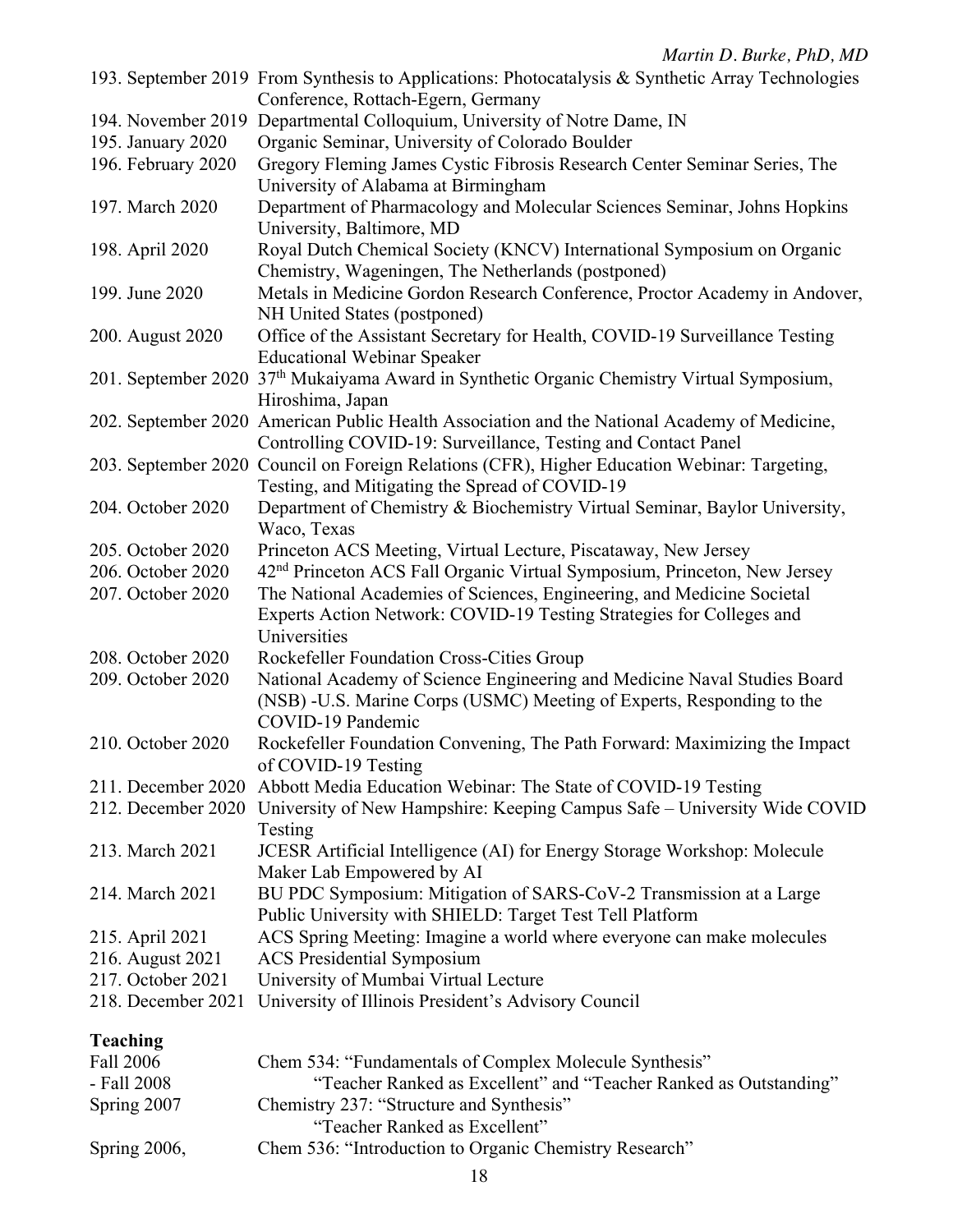193. September 2019 From Synthesis to Applications: Photocatalysis & Synthetic Array Technologies Conference, Rottach-Egern, Germany
194. November 2019 Departmental Colloquium, University of Notre Dame, IN
195. January 2020 Organic Seminar, University of Colorado Boulder
196. February 2020 Gregory Fleming James Cystic Fibrosis Research Center Seminar Series, The University of Alabama at Birmingham
197. March 2020 Department of Pharmacology and Molecular Sciences Seminar, Johns Hopkins University, Baltimore, MD
198. April 2020 Royal Dutch Chemical Society (KNCV) International Symposium on Organic Chemistry, Wageningen, The Netherlands (postponed)
199. June 2020 Metals in Medicine Gordon Research Conference, Proctor Academy in Andover, NH United States (postponed)
200. August 2020 Office of the Assistant Secretary for Health, COVID-19 Surveillance Testing Educational Webinar Speaker
201. September 2020 37th Mukaiyama Award in Synthetic Organic Chemistry Virtual Symposium, Hiroshima, Japan
202. September 2020 American Public Health Association and the National Academy of Medicine, Controlling COVID-19: Surveillance, Testing and Contact Panel
203. September 2020 Council on Foreign Relations (CFR), Higher Education Webinar: Targeting, Testing, and Mitigating the Spread of COVID-19
204. October 2020 Department of Chemistry & Biochemistry Virtual Seminar, Baylor University, Waco, Texas
205. October 2020 Princeton ACS Meeting, Virtual Lecture, Piscataway, New Jersey
206. October 2020 42nd Princeton ACS Fall Organic Virtual Symposium, Princeton, New Jersey
207. October 2020 The National Academies of Sciences, Engineering, and Medicine Societal Experts Action Network: COVID-19 Testing Strategies for Colleges and Universities
208. October 2020 Rockefeller Foundation Cross-Cities Group
209. October 2020 National Academy of Science Engineering and Medicine Naval Studies Board (NSB) -U.S. Marine Corps (USMC) Meeting of Experts, Responding to the COVID-19 Pandemic
210. October 2020 Rockefeller Foundation Convening, The Path Forward: Maximizing the Impact of COVID-19 Testing
211. December 2020 Abbott Media Education Webinar: The State of COVID-19 Testing
212. December 2020 University of New Hampshire: Keeping Campus Safe – University Wide COVID Testing
213. March 2021 JCESR Artificial Intelligence (AI) for Energy Storage Workshop: Molecule Maker Lab Empowered by AI
214. March 2021 BU PDC Symposium: Mitigation of SARS-CoV-2 Transmission at a Large Public University with SHIELD: Target Test Tell Platform
215. April 2021 ACS Spring Meeting: Imagine a world where everyone can make molecules
216. August 2021 ACS Presidential Symposium
217. October 2021 University of Mumbai Virtual Lecture
218. December 2021 University of Illinois President's Advisory Council

**Teaching**

Fall 2006 - Fall 2008 Chem 534: "Fundamentals of Complex Molecule Synthesis"
"Teacher Ranked as Excellent" and "Teacher Ranked as Outstanding"

Spring 2007 Chemistry 237: "Structure and Synthesis"
"Teacher Ranked as Excellent"

Spring 2006, Chem 536: "Introduction to Organic Chemistry Research"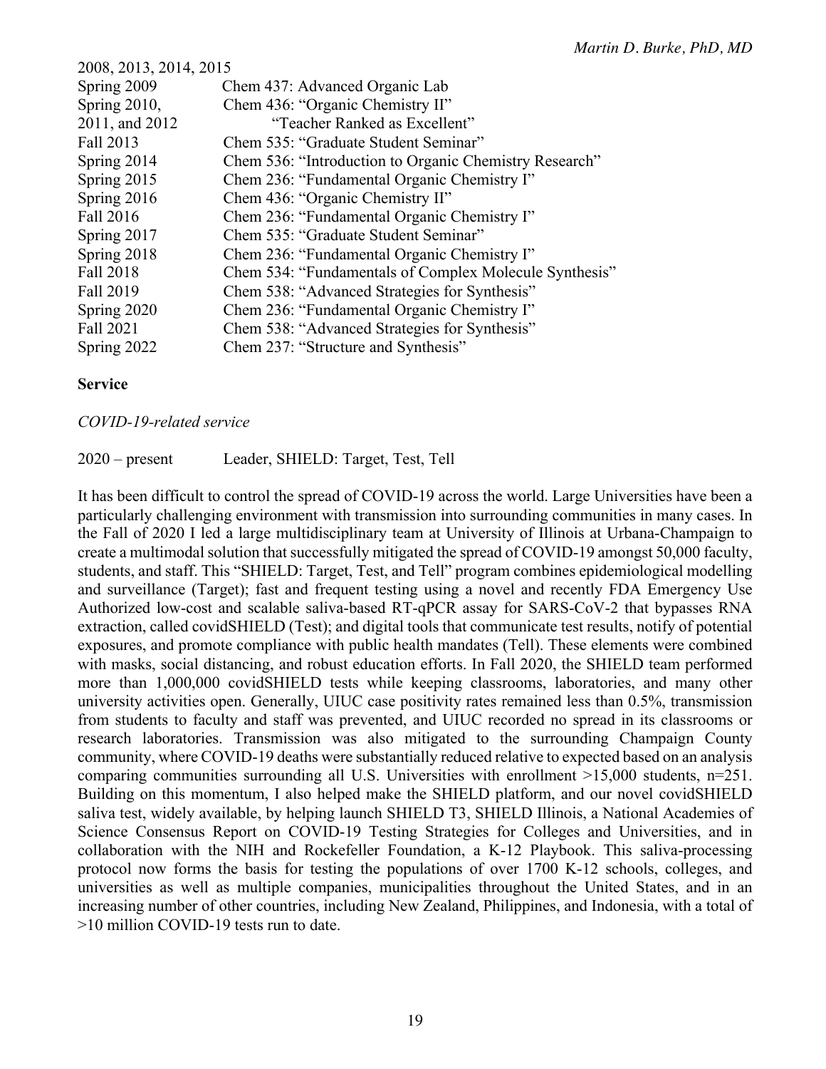| | |
|---|---|
| 2008, 2013, 2014, 2015 | |
| Spring 2009 | Chem 437: Advanced Organic Lab |
| Spring 2010, 2011, and 2012 | Chem 436: "Organic Chemistry II" "Teacher Ranked as Excellent" |
| Fall 2013 | Chem 535: "Graduate Student Seminar" |
| Spring 2014 | Chem 536: "Introduction to Organic Chemistry Research" |
| Spring 2015 | Chem 236: "Fundamental Organic Chemistry I" |
| Spring 2016 | Chem 436: "Organic Chemistry II" |
| Fall 2016 | Chem 236: "Fundamental Organic Chemistry I" |
| Spring 2017 | Chem 535: "Graduate Student Seminar" |
| Spring 2018 | Chem 236: "Fundamental Organic Chemistry I" |
| Fall 2018 | Chem 534: "Fundamentals of Complex Molecule Synthesis" |
| Fall 2019 | Chem 538: "Advanced Strategies for Synthesis" |
| Spring 2020 | Chem 236: "Fundamental Organic Chemistry I" |
| Fall 2021 | Chem 538: "Advanced Strategies for Synthesis" |
| Spring 2022 | Chem 237: "Structure and Synthesis" |

**Service**

*COVID-19-related service*

2020 – present Leader, SHIELD: Target, Test, Tell

It has been difficult to control the spread of COVID-19 across the world. Large Universities have been a particularly challenging environment with transmission into surrounding communities in many cases. In the Fall of 2020 I led a large multidisciplinary team at University of Illinois at Urbana-Champaign to create a multimodal solution that successfully mitigated the spread of COVID-19 amongst 50,000 faculty, students, and staff. This "SHIELD: Target, Test, and Tell" program combines epidemiological modelling and surveillance (Target); fast and frequent testing using a novel and recently FDA Emergency Use Authorized low-cost and scalable saliva-based RT-qPCR assay for SARS-CoV-2 that bypasses RNA extraction, called covidSHIELD (Test); and digital tools that communicate test results, notify of potential exposures, and promote compliance with public health mandates (Tell). These elements were combined with masks, social distancing, and robust education efforts. In Fall 2020, the SHIELD team performed more than 1,000,000 covidSHIELD tests while keeping classrooms, laboratories, and many other university activities open. Generally, UIUC case positivity rates remained less than 0.5%, transmission from students to faculty and staff was prevented, and UIUC recorded no spread in its classrooms or research laboratories. Transmission was also mitigated to the surrounding Champaign County community, where COVID-19 deaths were substantially reduced relative to expected based on an analysis comparing communities surrounding all U.S. Universities with enrollment >15,000 students, n=251. Building on this momentum, I also helped make the SHIELD platform, and our novel covidSHIELD saliva test, widely available, by helping launch SHIELD T3, SHIELD Illinois, a National Academies of Science Consensus Report on COVID-19 Testing Strategies for Colleges and Universities, and in collaboration with the NIH and Rockefeller Foundation, a K-12 Playbook. This saliva-processing protocol now forms the basis for testing the populations of over 1700 K-12 schools, colleges, and universities as well as multiple companies, municipalities throughout the United States, and in an increasing number of other countries, including New Zealand, Philippines, and Indonesia, with a total of >10 million COVID-19 tests run to date.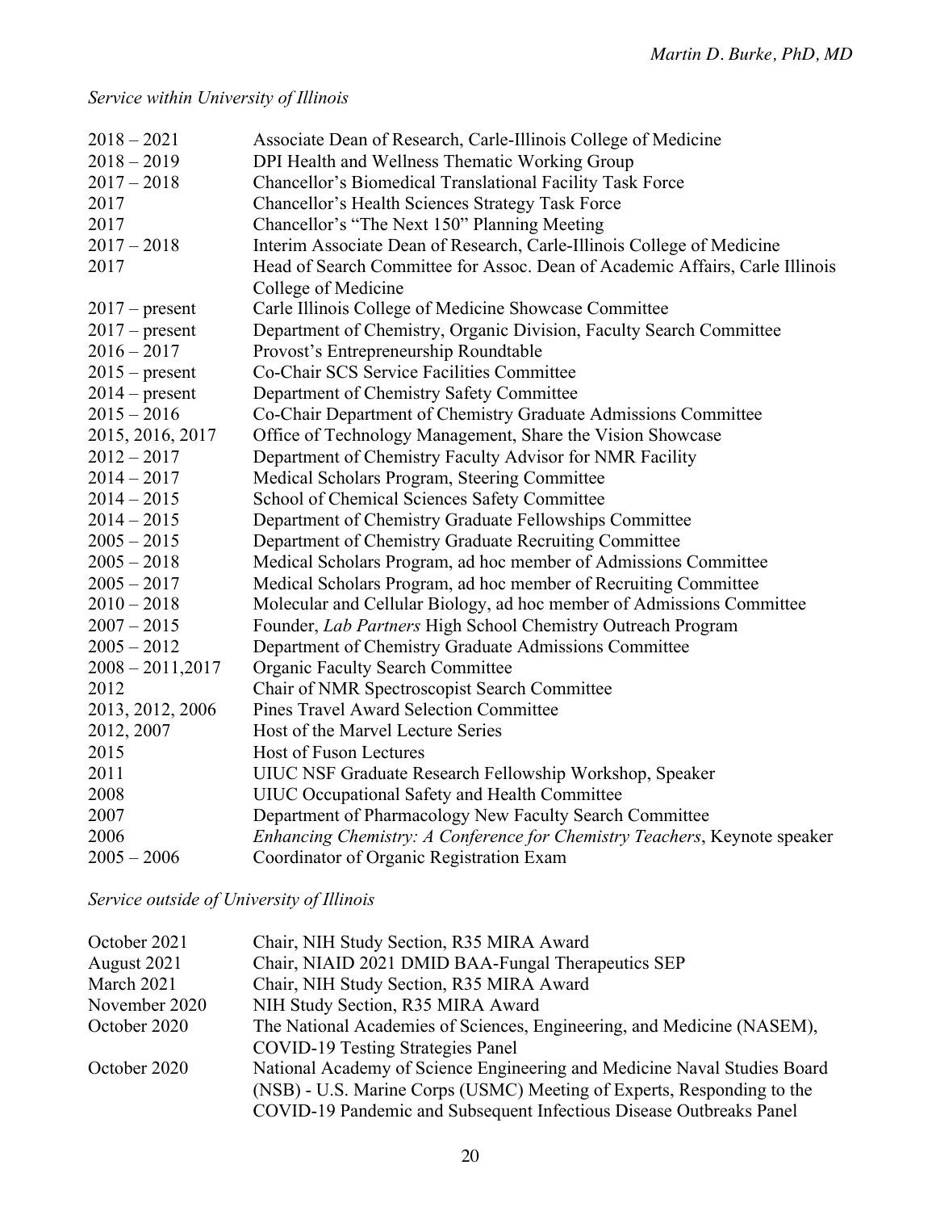*Service within University of Illinois*

| | |
|---|---|
| 2018 – 2021 | Associate Dean of Research, Carle-Illinois College of Medicine |
| 2018 – 2019 | DPI Health and Wellness Thematic Working Group |
| 2017 – 2018 | Chancellor's Biomedical Translational Facility Task Force |
| 2017 | Chancellor's Health Sciences Strategy Task Force |
| 2017 | Chancellor's "The Next 150" Planning Meeting |
| 2017 – 2018 | Interim Associate Dean of Research, Carle-Illinois College of Medicine |
| 2017 | Head of Search Committee for Assoc. Dean of Academic Affairs, Carle Illinois College of Medicine |
| 2017 – present | Carle Illinois College of Medicine Showcase Committee |
| 2017 – present | Department of Chemistry, Organic Division, Faculty Search Committee |
| 2016 – 2017 | Provost's Entrepreneurship Roundtable |
| 2015 – present | Co-Chair SCS Service Facilities Committee |
| 2014 – present | Department of Chemistry Safety Committee |
| 2015 – 2016 | Co-Chair Department of Chemistry Graduate Admissions Committee |
| 2015, 2016, 2017 | Office of Technology Management, Share the Vision Showcase |
| 2012 – 2017 | Department of Chemistry Faculty Advisor for NMR Facility |
| 2014 – 2017 | Medical Scholars Program, Steering Committee |
| 2014 – 2015 | School of Chemical Sciences Safety Committee |
| 2014 – 2015 | Department of Chemistry Graduate Fellowships Committee |
| 2005 – 2015 | Department of Chemistry Graduate Recruiting Committee |
| 2005 – 2018 | Medical Scholars Program, ad hoc member of Admissions Committee |
| 2005 – 2017 | Medical Scholars Program, ad hoc member of Recruiting Committee |
| 2010 – 2018 | Molecular and Cellular Biology, ad hoc member of Admissions Committee |
| 2007 – 2015 | Founder, *Lab Partners* High School Chemistry Outreach Program |
| 2005 – 2012 | Department of Chemistry Graduate Admissions Committee |
| 2008 – 2011,2017 | Organic Faculty Search Committee |
| 2012 | Chair of NMR Spectroscopist Search Committee |
| 2013, 2012, 2006 | Pines Travel Award Selection Committee |
| 2012, 2007 | Host of the Marvel Lecture Series |
| 2015 | Host of Fuson Lectures |
| 2011 | UIUC NSF Graduate Research Fellowship Workshop, Speaker |
| 2008 | UIUC Occupational Safety and Health Committee |
| 2007 | Department of Pharmacology New Faculty Search Committee |
| 2006 | *Enhancing Chemistry: A Conference for Chemistry Teachers*, Keynote speaker |
| 2005 – 2006 | Coordinator of Organic Registration Exam |

*Service outside of University of Illinois*

| | |
|---|---|
| October 2021 | Chair, NIH Study Section, R35 MIRA Award |
| August 2021 | Chair, NIAID 2021 DMID BAA-Fungal Therapeutics SEP |
| March 2021 | Chair, NIH Study Section, R35 MIRA Award |
| November 2020 | NIH Study Section, R35 MIRA Award |
| October 2020 | The National Academies of Sciences, Engineering, and Medicine (NASEM), COVID-19 Testing Strategies Panel |
| October 2020 | National Academy of Science Engineering and Medicine Naval Studies Board (NSB) - U.S. Marine Corps (USMC) Meeting of Experts, Responding to the COVID-19 Pandemic and Subsequent Infectious Disease Outbreaks Panel |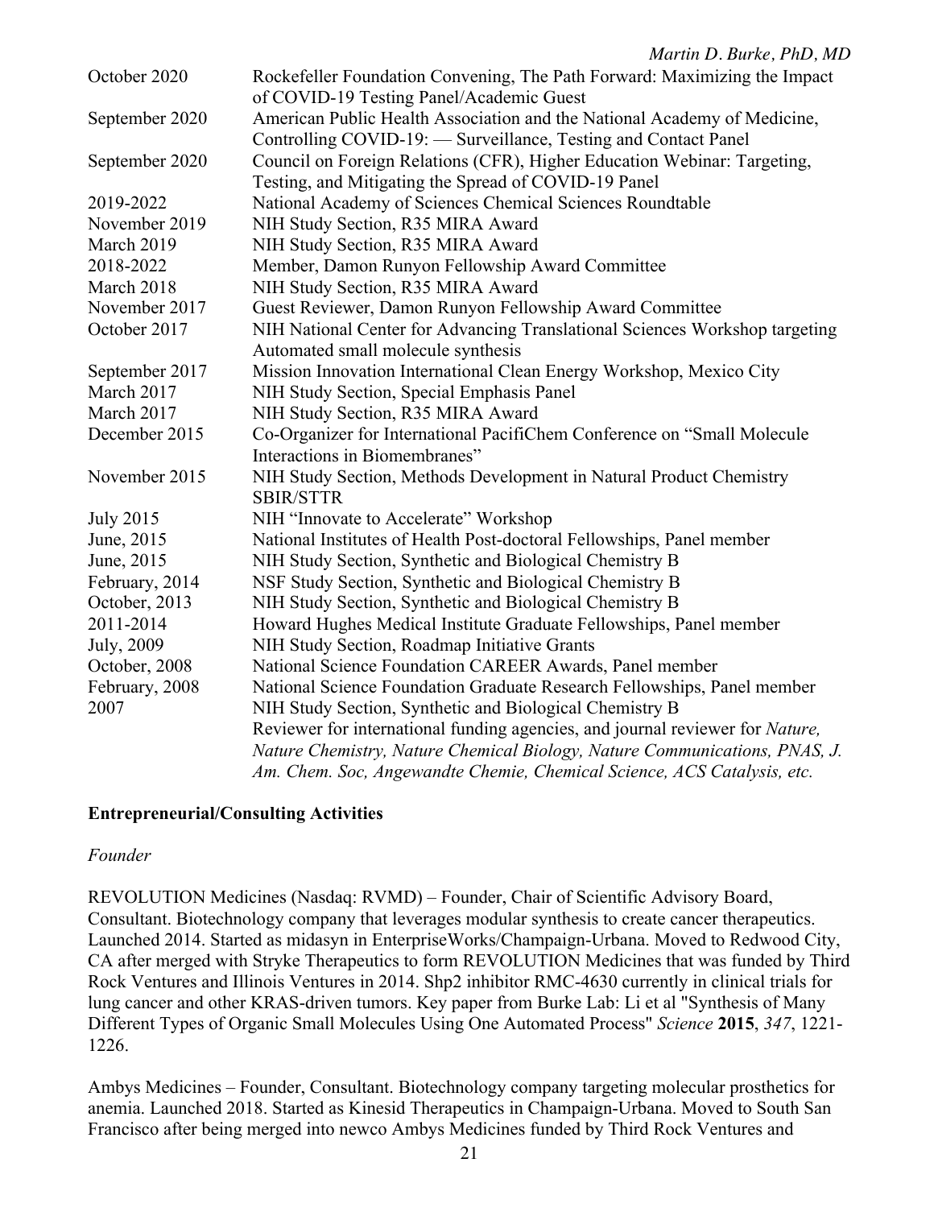| | |
|---|---|
| October 2020 | Rockefeller Foundation Convening, The Path Forward: Maximizing the Impact of COVID-19 Testing Panel/Academic Guest |
| September 2020 | American Public Health Association and the National Academy of Medicine, Controlling COVID-19: — Surveillance, Testing and Contact Panel |
| September 2020 | Council on Foreign Relations (CFR), Higher Education Webinar: Targeting, Testing, and Mitigating the Spread of COVID-19 Panel |
| 2019-2022 | National Academy of Sciences Chemical Sciences Roundtable |
| November 2019 | NIH Study Section, R35 MIRA Award |
| March 2019 | NIH Study Section, R35 MIRA Award |
| 2018-2022 | Member, Damon Runyon Fellowship Award Committee |
| March 2018 | NIH Study Section, R35 MIRA Award |
| November 2017 | Guest Reviewer, Damon Runyon Fellowship Award Committee |
| October 2017 | NIH National Center for Advancing Translational Sciences Workshop targeting Automated small molecule synthesis |
| September 2017 | Mission Innovation International Clean Energy Workshop, Mexico City |
| March 2017 | NIH Study Section, Special Emphasis Panel |
| March 2017 | NIH Study Section, R35 MIRA Award |
| December 2015 | Co-Organizer for International PacifiChem Conference on "Small Molecule Interactions in Biomembranes" |
| November 2015 | NIH Study Section, Methods Development in Natural Product Chemistry SBIR/STTR |
| July 2015 | NIH "Innovate to Accelerate" Workshop |
| June, 2015 | National Institutes of Health Post-doctoral Fellowships, Panel member |
| June, 2015 | NIH Study Section, Synthetic and Biological Chemistry B |
| February, 2014 | NSF Study Section, Synthetic and Biological Chemistry B |
| October, 2013 | NIH Study Section, Synthetic and Biological Chemistry B |
| 2011-2014 | Howard Hughes Medical Institute Graduate Fellowships, Panel member |
| July, 2009 | NIH Study Section, Roadmap Initiative Grants |
| October, 2008 | National Science Foundation CAREER Awards, Panel member |
| February, 2008 | National Science Foundation Graduate Research Fellowships, Panel member |
| 2007 | NIH Study Section, Synthetic and Biological Chemistry B |
| | Reviewer for international funding agencies, and journal reviewer for *Nature, Nature Chemistry, Nature Chemical Biology, Nature Communications, PNAS, J. Am. Chem. Soc, Angewandte Chemie, Chemical Science, ACS Catalysis, etc.* |

## Entrepreneurial/Consulting Activities

*Founder*

REVOLUTION Medicines (Nasdaq: RVMD) – Founder, Chair of Scientific Advisory Board, Consultant. Biotechnology company that leverages modular synthesis to create cancer therapeutics. Launched 2014. Started as midasyn in EnterpriseWorks/Champaign-Urbana. Moved to Redwood City, CA after merged with Stryke Therapeutics to form REVOLUTION Medicines that was funded by Third Rock Ventures and Illinois Ventures in 2014. Shp2 inhibitor RMC-4630 currently in clinical trials for lung cancer and other KRAS-driven tumors. Key paper from Burke Lab: Li et al "Synthesis of Many Different Types of Organic Small Molecules Using One Automated Process" *Science* **2015**, *347*, 1221-1226.

Ambys Medicines – Founder, Consultant. Biotechnology company targeting molecular prosthetics for anemia. Launched 2018. Started as Kinesid Therapeutics in Champaign-Urbana. Moved to South San Francisco after being merged into newco Ambys Medicines funded by Third Rock Ventures and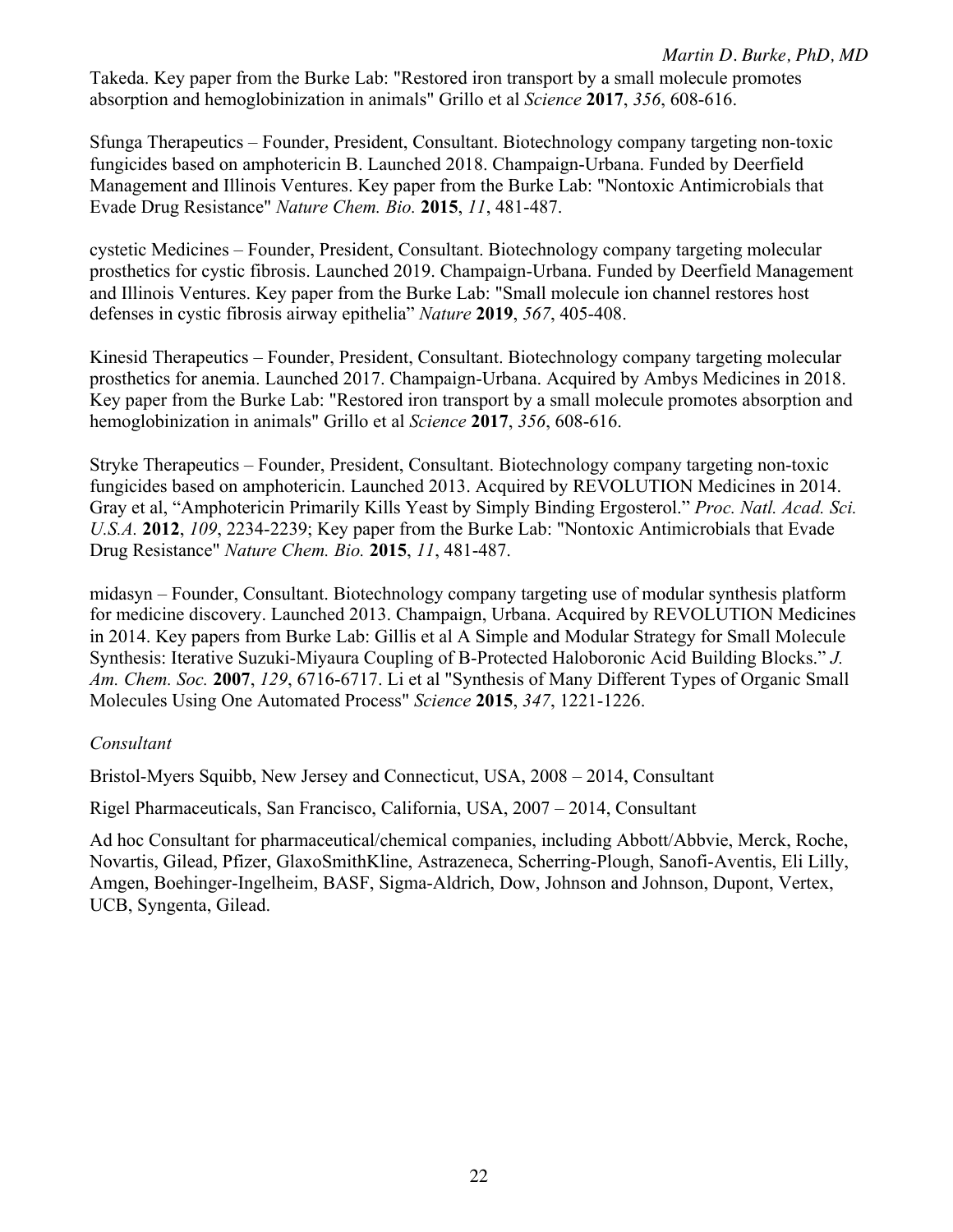Takeda. Key paper from the Burke Lab: "Restored iron transport by a small molecule promotes absorption and hemoglobinization in animals" Grillo et al *Science* **2017**, *356*, 608-616.

Sfunga Therapeutics – Founder, President, Consultant. Biotechnology company targeting non-toxic fungicides based on amphotericin B. Launched 2018. Champaign-Urbana. Funded by Deerfield Management and Illinois Ventures. Key paper from the Burke Lab: "Nontoxic Antimicrobials that Evade Drug Resistance" *Nature Chem. Bio.* **2015**, *11*, 481-487.

cystetic Medicines – Founder, President, Consultant. Biotechnology company targeting molecular prosthetics for cystic fibrosis. Launched 2019. Champaign-Urbana. Funded by Deerfield Management and Illinois Ventures. Key paper from the Burke Lab: "Small molecule ion channel restores host defenses in cystic fibrosis airway epithelia" *Nature* **2019**, *567*, 405-408.

Kinesid Therapeutics – Founder, President, Consultant. Biotechnology company targeting molecular prosthetics for anemia. Launched 2017. Champaign-Urbana. Acquired by Ambys Medicines in 2018. Key paper from the Burke Lab: "Restored iron transport by a small molecule promotes absorption and hemoglobinization in animals" Grillo et al *Science* **2017**, *356*, 608-616.

Stryke Therapeutics – Founder, President, Consultant. Biotechnology company targeting non-toxic fungicides based on amphotericin. Launched 2013. Acquired by REVOLUTION Medicines in 2014. Gray et al, "Amphotericin Primarily Kills Yeast by Simply Binding Ergosterol." *Proc. Natl. Acad. Sci. U.S.A.* **2012**, *109*, 2234-2239; Key paper from the Burke Lab: "Nontoxic Antimicrobials that Evade Drug Resistance" *Nature Chem. Bio.* **2015**, *11*, 481-487.

midasyn – Founder, Consultant. Biotechnology company targeting use of modular synthesis platform for medicine discovery. Launched 2013. Champaign, Urbana. Acquired by REVOLUTION Medicines in 2014. Key papers from Burke Lab: Gillis et al A Simple and Modular Strategy for Small Molecule Synthesis: Iterative Suzuki-Miyaura Coupling of B-Protected Haloboronic Acid Building Blocks." *J. Am. Chem. Soc.* **2007**, *129*, 6716-6717. Li et al "Synthesis of Many Different Types of Organic Small Molecules Using One Automated Process" *Science* **2015**, *347*, 1221-1226.

*Consultant*

Bristol-Myers Squibb, New Jersey and Connecticut, USA, 2008 – 2014, Consultant

Rigel Pharmaceuticals, San Francisco, California, USA, 2007 – 2014, Consultant

Ad hoc Consultant for pharmaceutical/chemical companies, including Abbott/Abbvie, Merck, Roche, Novartis, Gilead, Pfizer, GlaxoSmithKline, Astrazeneca, Scherring-Plough, Sanofi-Aventis, Eli Lilly, Amgen, Boehinger-Ingelheim, BASF, Sigma-Aldrich, Dow, Johnson and Johnson, Dupont, Vertex, UCB, Syngenta, Gilead.